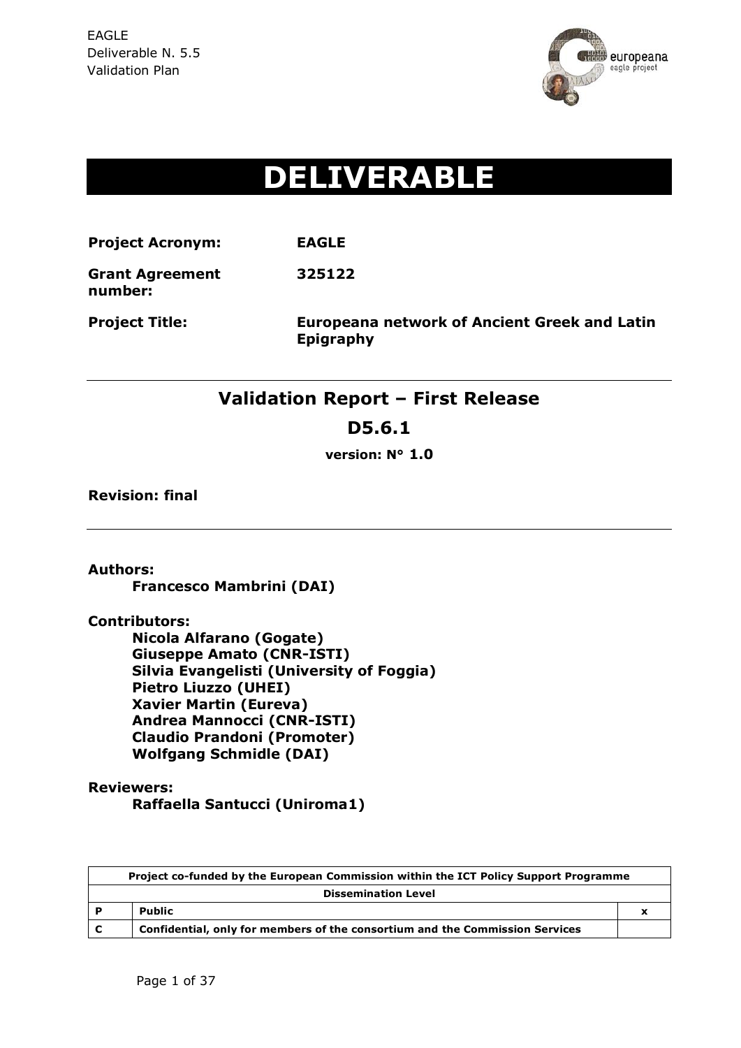# DELIVERABLE

**Project Acronym:** **EAGLE**

**Grant Agreement number:** **325122**

**Project Title:** **Europeana network of Ancient Greek and Latin Epigraphy**

## Validation Report – First Release

## D5.6.1

**version: N° 1.0**

**Revision: final**

**Authors:**

**Francesco Mambrini (DAI)**

**Contributors:**

**Nicola Alfarano (Gogate)**
**Giuseppe Amato (CNR-ISTI)**
**Silvia Evangelisti (University of Foggia)**
**Pietro Liuzzo (UHEI)**
**Xavier Martin (Eureva)**
**Andrea Mannocci (CNR-ISTI)**
**Claudio Prandoni (Promoter)**
**Wolfgang Schmidle (DAI)**

**Reviewers:**

**Raffaella Santucci (Uniroma1)**

| Project co-funded by the European Commission within the ICT Policy Support Programme | | |
|---|---|---|
| **Dissemination Level** | | |
| **P** | **Public** | **x** |
| **C** | **Confidential, only for members of the consortium and the Commission Services** | |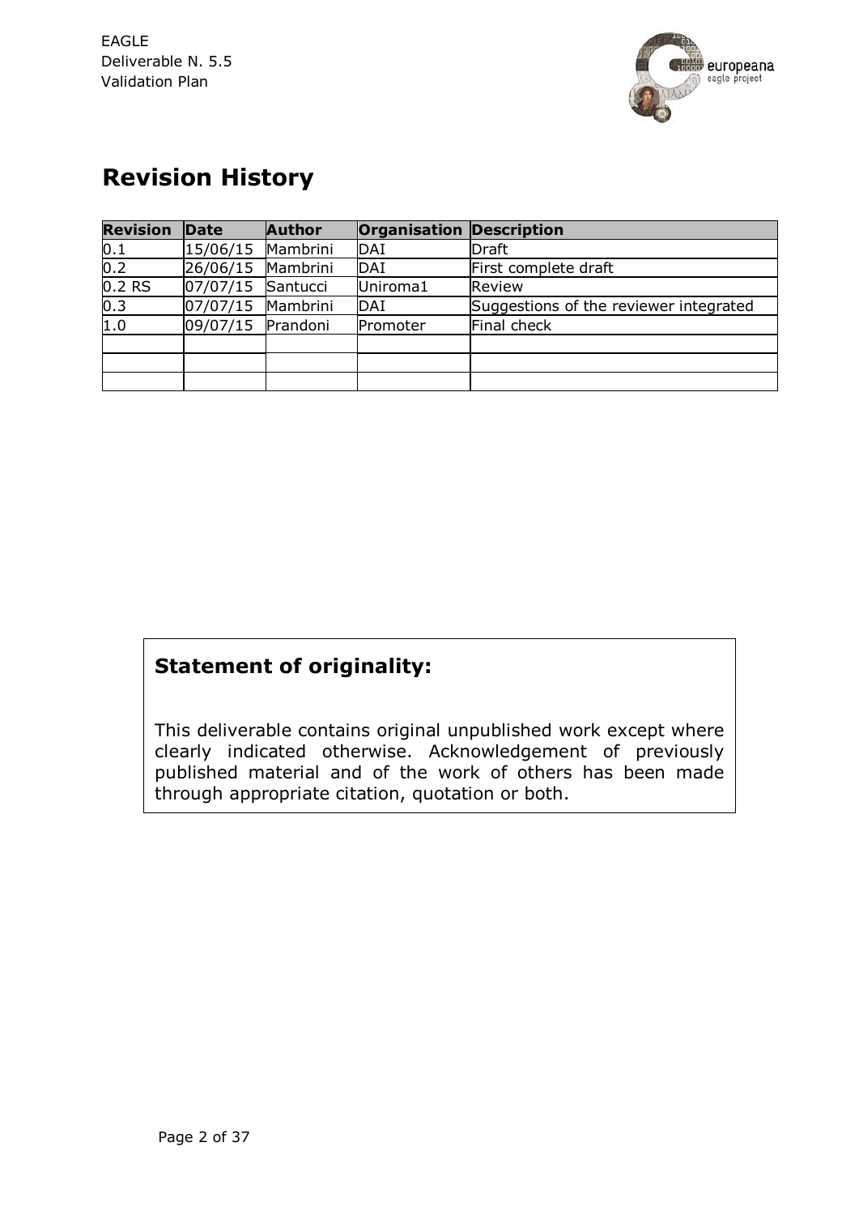# Revision History

| Revision | Date | Author | Organisation | Description |
|---|---|---|---|---|
| 0.1 | 15/06/15 | Mambrini | DAI | Draft |
| 0.2 | 26/06/15 | Mambrini | DAI | First complete draft |
| 0.2 RS | 07/07/15 | Santucci | Uniroma1 | Review |
| 0.3 | 07/07/15 | Mambrini | DAI | Suggestions of the reviewer integrated |
| 1.0 | 09/07/15 | Prandoni | Promoter | Final check |
| | | | | |
| | | | | |
| | | | | |

## Statement of originality:

This deliverable contains original unpublished work except where clearly indicated otherwise. Acknowledgement of previously published material and of the work of others has been made through appropriate citation, quotation or both.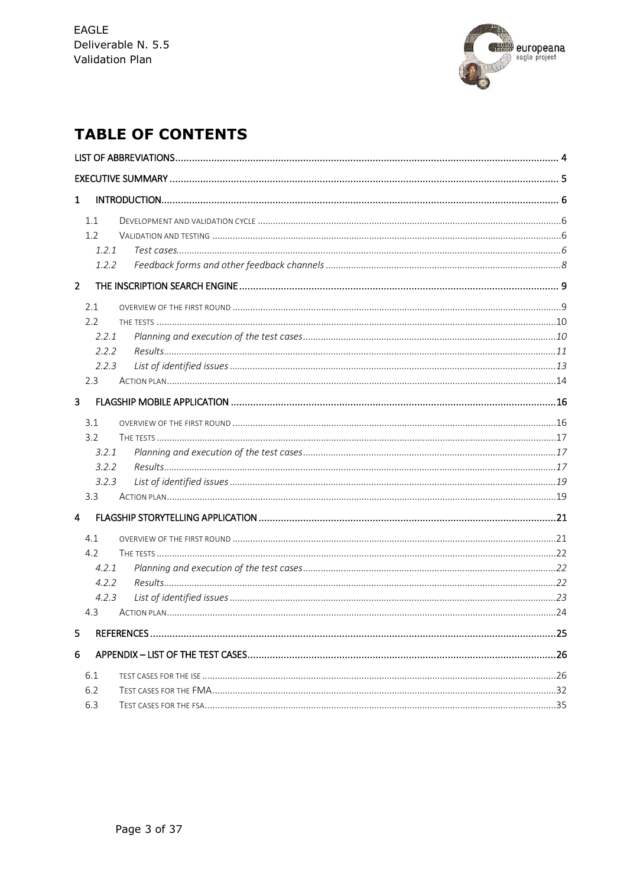# TABLE OF CONTENTS

LIST OF ABBREVIATIONS ........ 4

EXECUTIVE SUMMARY ........ 5

1 INTRODUCTION ........ 6

- 1.1 DEVELOPMENT AND VALIDATION CYCLE ........ 6
- 1.2 VALIDATION AND TESTING ........ 6
  - 1.2.1 *Test cases* ........ 6
  - 1.2.2 *Feedback forms and other feedback channels* ........ 8

2 THE INSCRIPTION SEARCH ENGINE ........ 9

- 2.1 OVERVIEW OF THE FIRST ROUND ........ 9
- 2.2 THE TESTS ........ 10
  - 2.2.1 *Planning and execution of the test cases* ........ 10
  - 2.2.2 *Results* ........ 11
  - 2.2.3 *List of identified issues* ........ 13
- 2.3 ACTION PLAN ........ 14

3 FLAGSHIP MOBILE APPLICATION ........ 16

- 3.1 OVERVIEW OF THE FIRST ROUND ........ 16
- 3.2 THE TESTS ........ 17
  - 3.2.1 *Planning and execution of the test cases* ........ 17
  - 3.2.2 *Results* ........ 17
  - 3.2.3 *List of identified issues* ........ 19
- 3.3 ACTION PLAN ........ 19

4 FLAGSHIP STORYTELLING APPLICATION ........ 21

- 4.1 OVERVIEW OF THE FIRST ROUND ........ 21
- 4.2 THE TESTS ........ 22
  - 4.2.1 *Planning and execution of the test cases* ........ 22
  - 4.2.2 *Results* ........ 22
  - 4.2.3 *List of identified issues* ........ 23
- 4.3 ACTION PLAN ........ 24

5 REFERENCES ........ 25

6 APPENDIX – LIST OF THE TEST CASES ........ 26

- 6.1 TEST CASES FOR THE ISE ........ 26
- 6.2 TEST CASES FOR THE FMA ........ 32
- 6.3 TEST CASES FOR THE FSA ........ 35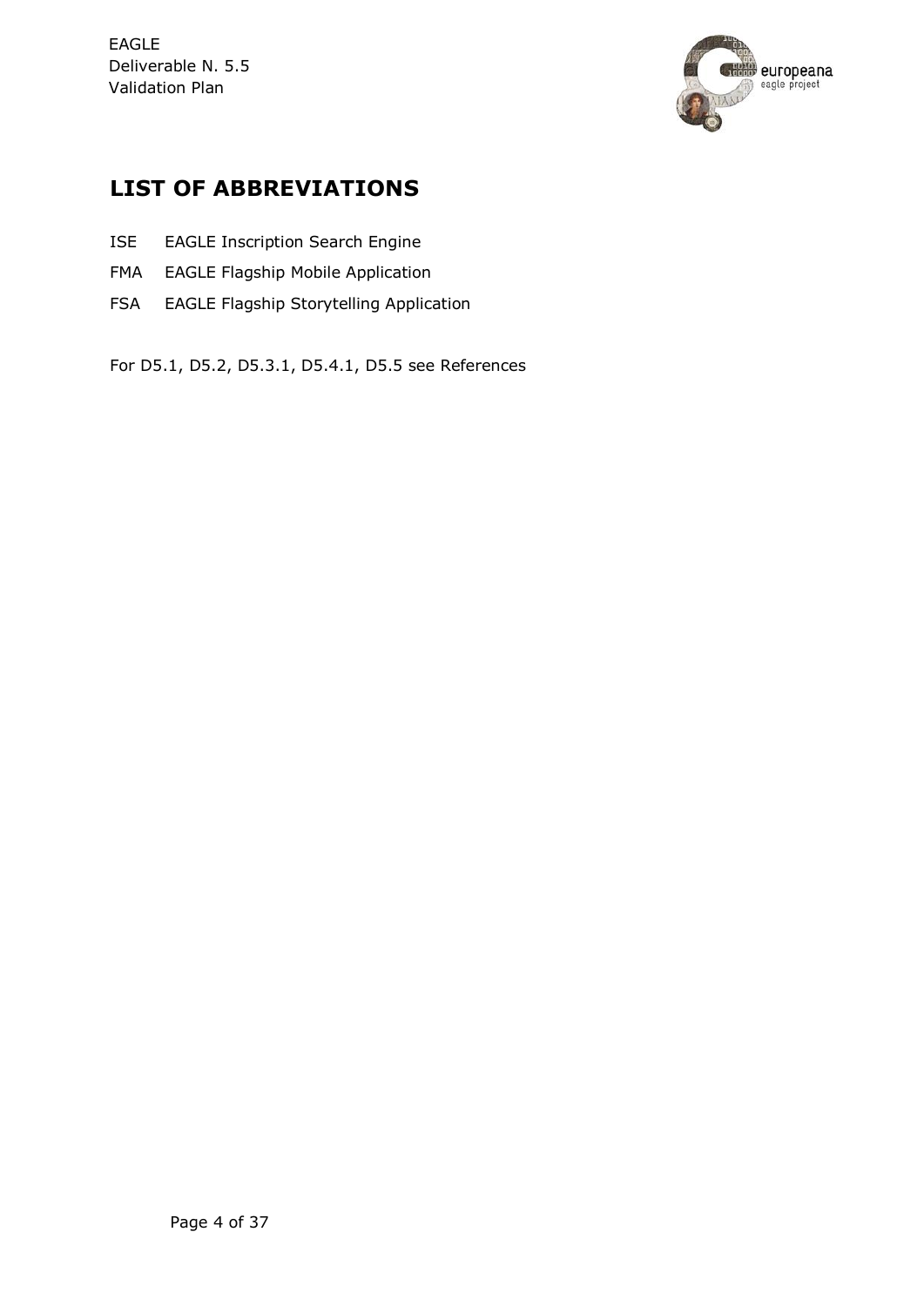# LIST OF ABBREVIATIONS

| | |
|---|---|
| ISE | EAGLE Inscription Search Engine |
| FMA | EAGLE Flagship Mobile Application |
| FSA | EAGLE Flagship Storytelling Application |

For D5.1, D5.2, D5.3.1, D5.4.1, D5.5 see References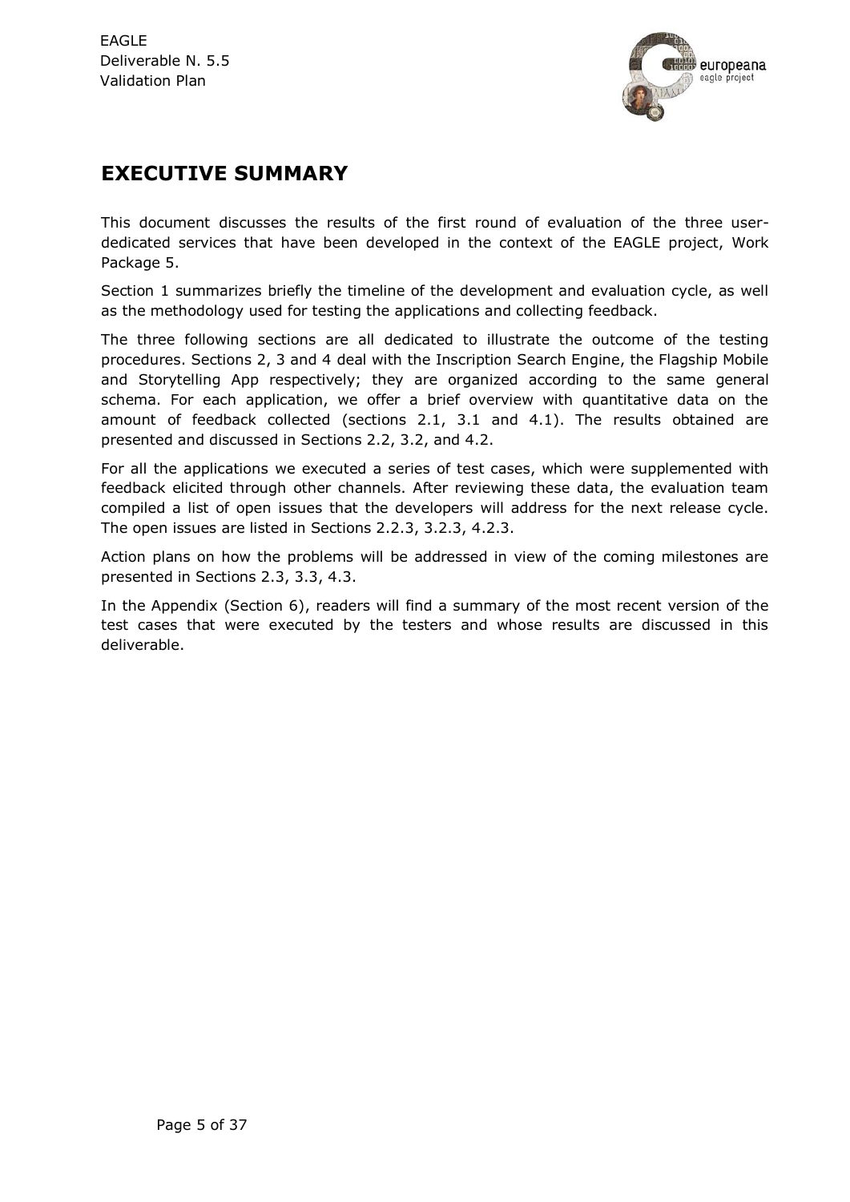# EXECUTIVE SUMMARY

This document discusses the results of the first round of evaluation of the three user-dedicated services that have been developed in the context of the EAGLE project, Work Package 5.

Section 1 summarizes briefly the timeline of the development and evaluation cycle, as well as the methodology used for testing the applications and collecting feedback.

The three following sections are all dedicated to illustrate the outcome of the testing procedures. Sections 2, 3 and 4 deal with the Inscription Search Engine, the Flagship Mobile and Storytelling App respectively; they are organized according to the same general schema. For each application, we offer a brief overview with quantitative data on the amount of feedback collected (sections 2.1, 3.1 and 4.1). The results obtained are presented and discussed in Sections 2.2, 3.2, and 4.2.

For all the applications we executed a series of test cases, which were supplemented with feedback elicited through other channels. After reviewing these data, the evaluation team compiled a list of open issues that the developers will address for the next release cycle. The open issues are listed in Sections 2.2.3, 3.2.3, 4.2.3.

Action plans on how the problems will be addressed in view of the coming milestones are presented in Sections 2.3, 3.3, 4.3.

In the Appendix (Section 6), readers will find a summary of the most recent version of the test cases that were executed by the testers and whose results are discussed in this deliverable.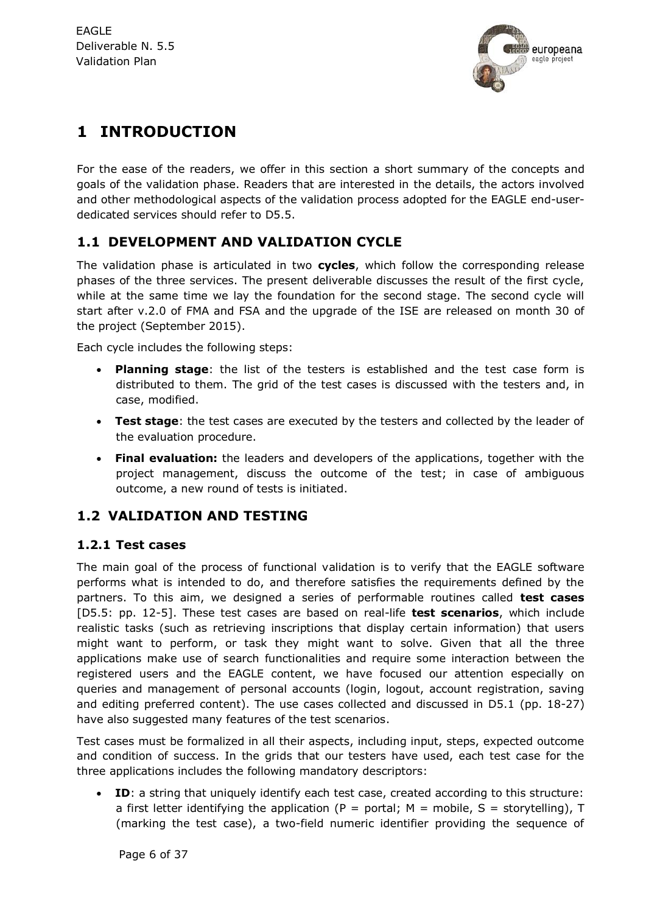// Page 6: Introduction; running header and page counter omitted
# 1 INTRODUCTION

For the ease of the readers, we offer in this section a short summary of the concepts and goals of the validation phase. Readers that are interested in the details, the actors involved and other methodological aspects of the validation process adopted for the EAGLE end-user-dedicated services should refer to D5.5.

## 1.1 DEVELOPMENT AND VALIDATION CYCLE

The validation phase is articulated in two **cycles**, which follow the corresponding release phases of the three services. The present deliverable discusses the result of the first cycle, while at the same time we lay the foundation for the second stage. The second cycle will start after v.2.0 of FMA and FSA and the upgrade of the ISE are released on month 30 of the project (September 2015).

Each cycle includes the following steps:

- **Planning stage**: the list of the testers is established and the test case form is distributed to them. The grid of the test cases is discussed with the testers and, in case, modified.
- **Test stage**: the test cases are executed by the testers and collected by the leader of the evaluation procedure.
- **Final evaluation:** the leaders and developers of the applications, together with the project management, discuss the outcome of the test; in case of ambiguous outcome, a new round of tests is initiated.

## 1.2 VALIDATION AND TESTING

### 1.2.1 Test cases

The main goal of the process of functional validation is to verify that the EAGLE software performs what is intended to do, and therefore satisfies the requirements defined by the partners. To this aim, we designed a series of performable routines called **test cases** [D5.5: pp. 12-5]. These test cases are based on real-life **test scenarios**, which include realistic tasks (such as retrieving inscriptions that display certain information) that users might want to perform, or task they might want to solve. Given that all the three applications make use of search functionalities and require some interaction between the registered users and the EAGLE content, we have focused our attention especially on queries and management of personal accounts (login, logout, account registration, saving and editing preferred content). The use cases collected and discussed in D5.1 (pp. 18-27) have also suggested many features of the test scenarios.

Test cases must be formalized in all their aspects, including input, steps, expected outcome and condition of success. In the grids that our testers have used, each test case for the three applications includes the following mandatory descriptors:

- **ID**: a string that uniquely identify each test case, created according to this structure: a first letter identifying the application (P = portal; M = mobile, S = storytelling), T (marking the test case), a two-field numeric identifier providing the sequence of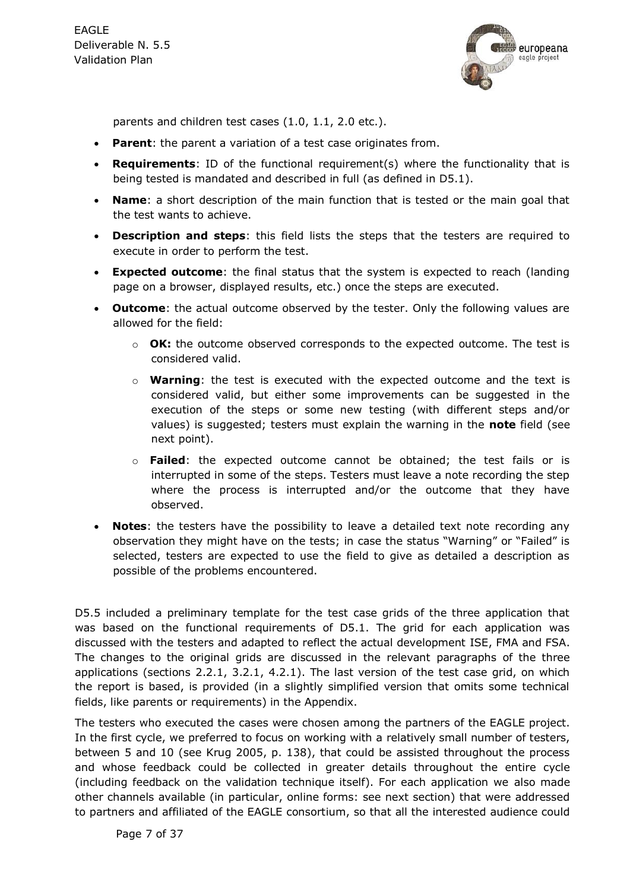parents and children test cases (1.0, 1.1, 2.0 etc.).

- **Parent**: the parent a variation of a test case originates from.
- **Requirements**: ID of the functional requirement(s) where the functionality that is being tested is mandated and described in full (as defined in D5.1).
- **Name**: a short description of the main function that is tested or the main goal that the test wants to achieve.
- **Description and steps**: this field lists the steps that the testers are required to execute in order to perform the test.
- **Expected outcome**: the final status that the system is expected to reach (landing page on a browser, displayed results, etc.) once the steps are executed.
- **Outcome**: the actual outcome observed by the tester. Only the following values are allowed for the field:
  - **OK:** the outcome observed corresponds to the expected outcome. The test is considered valid.
  - **Warning**: the test is executed with the expected outcome and the text is considered valid, but either some improvements can be suggested in the execution of the steps or some new testing (with different steps and/or values) is suggested; testers must explain the warning in the **note** field (see next point).
  - **Failed**: the expected outcome cannot be obtained; the test fails or is interrupted in some of the steps. Testers must leave a note recording the step where the process is interrupted and/or the outcome that they have observed.
- **Notes**: the testers have the possibility to leave a detailed text note recording any observation they might have on the tests; in case the status "Warning" or "Failed" is selected, testers are expected to use the field to give as detailed a description as possible of the problems encountered.

D5.5 included a preliminary template for the test case grids of the three application that was based on the functional requirements of D5.1. The grid for each application was discussed with the testers and adapted to reflect the actual development ISE, FMA and FSA. The changes to the original grids are discussed in the relevant paragraphs of the three applications (sections 2.2.1, 3.2.1, 4.2.1). The last version of the test case grid, on which the report is based, is provided (in a slightly simplified version that omits some technical fields, like parents or requirements) in the Appendix.

The testers who executed the cases were chosen among the partners of the EAGLE project. In the first cycle, we preferred to focus on working with a relatively small number of testers, between 5 and 10 (see Krug 2005, p. 138), that could be assisted throughout the process and whose feedback could be collected in greater details throughout the entire cycle (including feedback on the validation technique itself). For each application we also made other channels available (in particular, online forms: see next section) that were addressed to partners and affiliated of the EAGLE consortium, so that all the interested audience could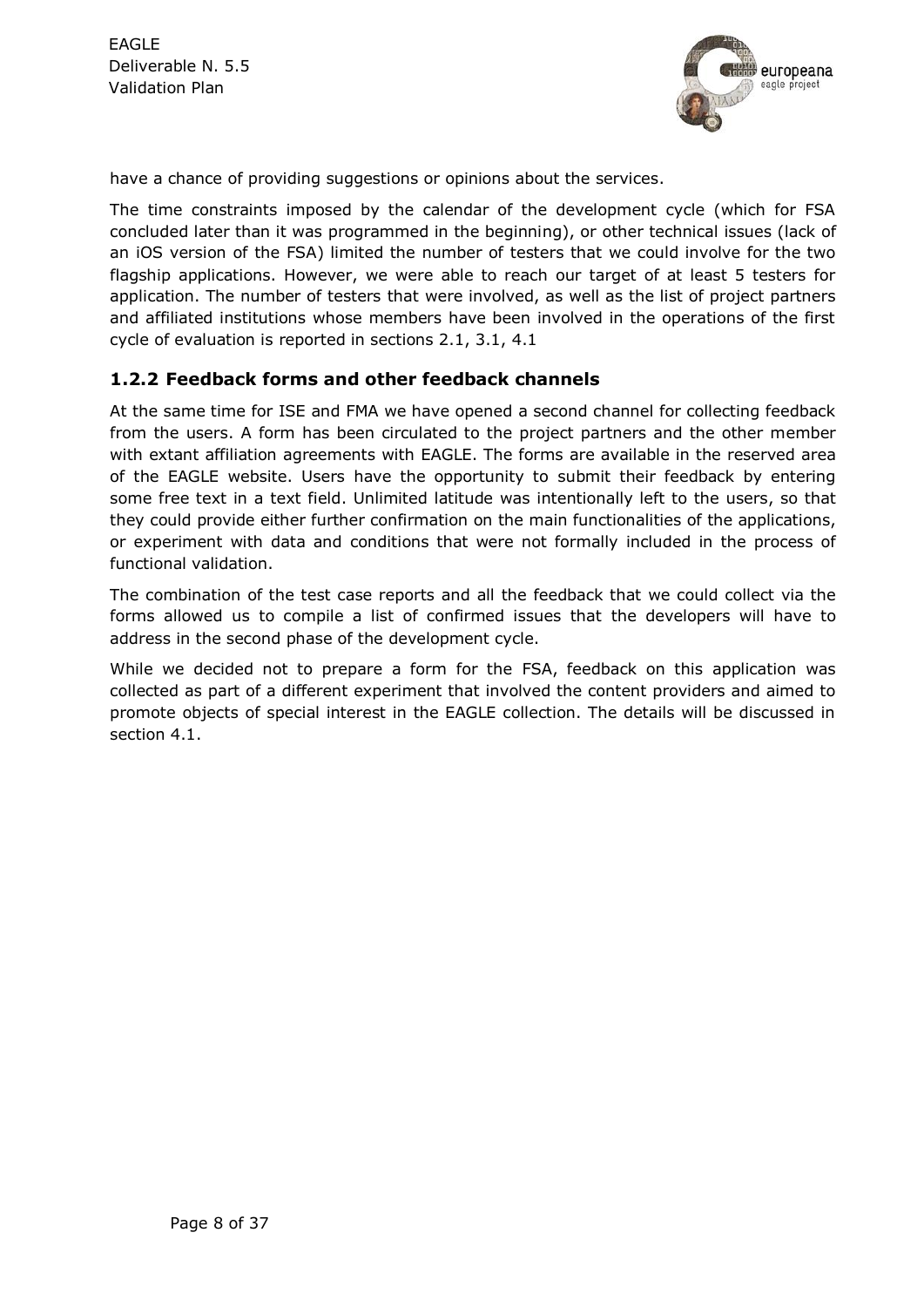have a chance of providing suggestions or opinions about the services.

The time constraints imposed by the calendar of the development cycle (which for FSA concluded later than it was programmed in the beginning), or other technical issues (lack of an iOS version of the FSA) limited the number of testers that we could involve for the two flagship applications. However, we were able to reach our target of at least 5 testers for application. The number of testers that were involved, as well as the list of project partners and affiliated institutions whose members have been involved in the operations of the first cycle of evaluation is reported in sections 2.1, 3.1, 4.1

### 1.2.2 Feedback forms and other feedback channels

At the same time for ISE and FMA we have opened a second channel for collecting feedback from the users. A form has been circulated to the project partners and the other member with extant affiliation agreements with EAGLE. The forms are available in the reserved area of the EAGLE website. Users have the opportunity to submit their feedback by entering some free text in a text field. Unlimited latitude was intentionally left to the users, so that they could provide either further confirmation on the main functionalities of the applications, or experiment with data and conditions that were not formally included in the process of functional validation.

The combination of the test case reports and all the feedback that we could collect via the forms allowed us to compile a list of confirmed issues that the developers will have to address in the second phase of the development cycle.

While we decided not to prepare a form for the FSA, feedback on this application was collected as part of a different experiment that involved the content providers and aimed to promote objects of special interest in the EAGLE collection. The details will be discussed in section 4.1.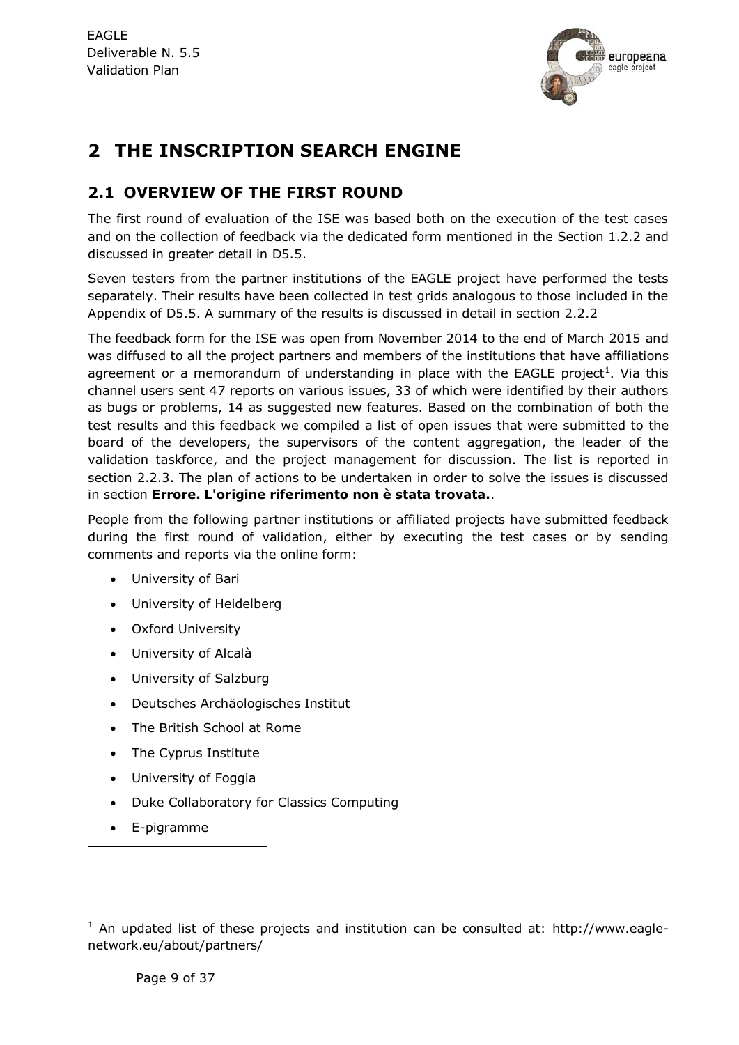# 2 THE INSCRIPTION SEARCH ENGINE

## 2.1 OVERVIEW OF THE FIRST ROUND

The first round of evaluation of the ISE was based both on the execution of the test cases and on the collection of feedback via the dedicated form mentioned in the Section 1.2.2 and discussed in greater detail in D5.5.

Seven testers from the partner institutions of the EAGLE project have performed the tests separately. Their results have been collected in test grids analogous to those included in the Appendix of D5.5. A summary of the results is discussed in detail in section 2.2.2

The feedback form for the ISE was open from November 2014 to the end of March 2015 and was diffused to all the project partners and members of the institutions that have affiliations agreement or a memorandum of understanding in place with the EAGLE project[1]. Via this channel users sent 47 reports on various issues, 33 of which were identified by their authors as bugs or problems, 14 as suggested new features. Based on the combination of both the test results and this feedback we compiled a list of open issues that were submitted to the board of the developers, the supervisors of the content aggregation, the leader of the validation taskforce, and the project management for discussion. The list is reported in section 2.2.3. The plan of actions to be undertaken in order to solve the issues is discussed in section **Errore. L'origine riferimento non è stata trovata.**.

People from the following partner institutions or affiliated projects have submitted feedback during the first round of validation, either by executing the test cases or by sending comments and reports via the online form:

- University of Bari
- University of Heidelberg
- Oxford University
- University of Alcalà
- University of Salzburg
- Deutsches Archäologisches Institut
- The British School at Rome
- The Cyprus Institute
- University of Foggia
- Duke Collaboratory for Classics Computing
- E-pigramme

[1] An updated list of these projects and institution can be consulted at: http://www.eagle-network.eu/about/partners/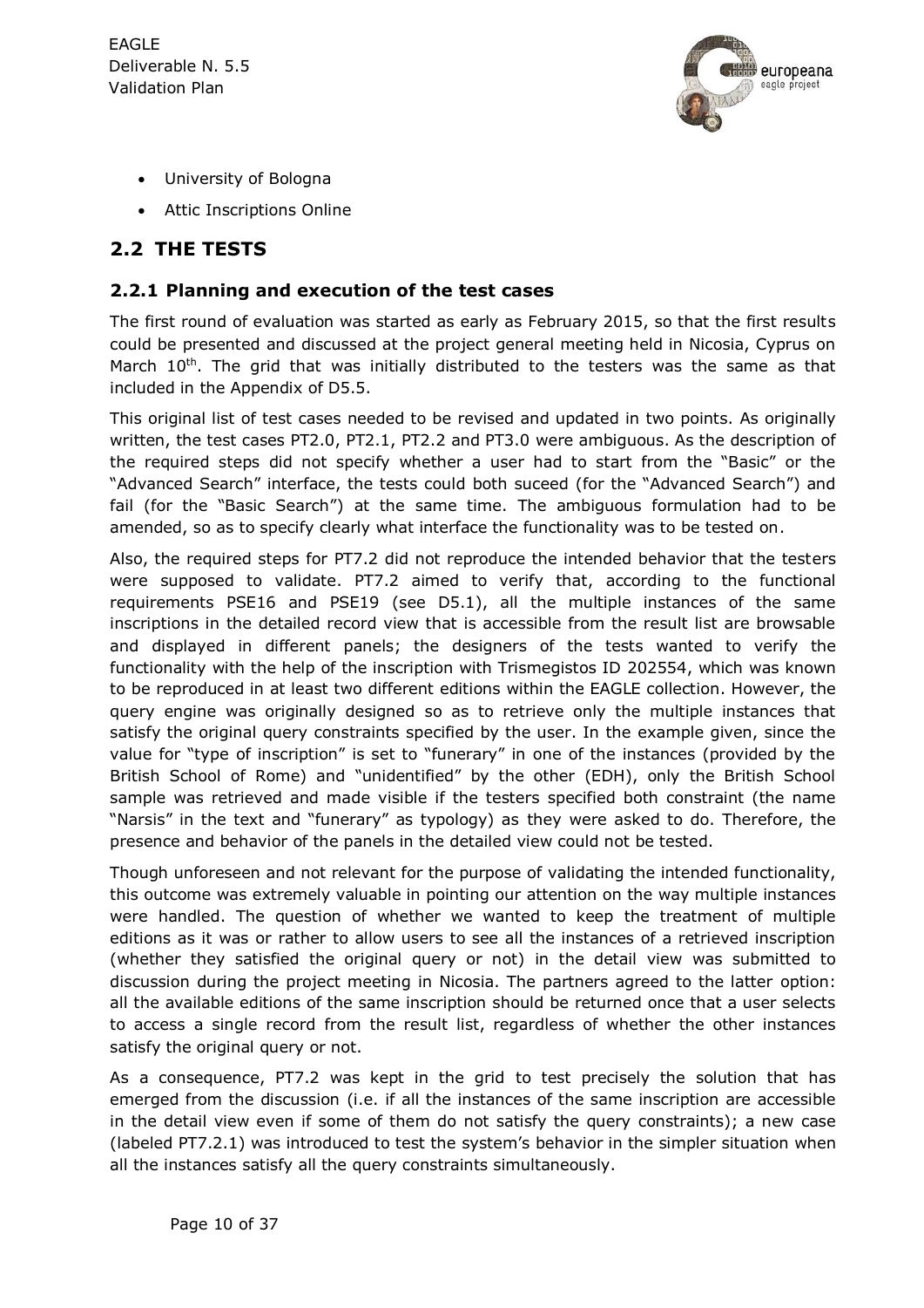- University of Bologna
- Attic Inscriptions Online

## 2.2 THE TESTS

### 2.2.1 Planning and execution of the test cases

The first round of evaluation was started as early as February 2015, so that the first results could be presented and discussed at the project general meeting held in Nicosia, Cyprus on March 10th. The grid that was initially distributed to the testers was the same as that included in the Appendix of D5.5.

This original list of test cases needed to be revised and updated in two points. As originally written, the test cases PT2.0, PT2.1, PT2.2 and PT3.0 were ambiguous. As the description of the required steps did not specify whether a user had to start from the "Basic" or the "Advanced Search" interface, the tests could both suceed (for the "Advanced Search") and fail (for the "Basic Search") at the same time. The ambiguous formulation had to be amended, so as to specify clearly what interface the functionality was to be tested on.

Also, the required steps for PT7.2 did not reproduce the intended behavior that the testers were supposed to validate. PT7.2 aimed to verify that, according to the functional requirements PSE16 and PSE19 (see D5.1), all the multiple instances of the same inscriptions in the detailed record view that is accessible from the result list are browsable and displayed in different panels; the designers of the tests wanted to verify the functionality with the help of the inscription with Trismegistos ID 202554, which was known to be reproduced in at least two different editions within the EAGLE collection. However, the query engine was originally designed so as to retrieve only the multiple instances that satisfy the original query constraints specified by the user. In the example given, since the value for "type of inscription" is set to "funerary" in one of the instances (provided by the British School of Rome) and "unidentified" by the other (EDH), only the British School sample was retrieved and made visible if the testers specified both constraint (the name "Narsis" in the text and "funerary" as typology) as they were asked to do. Therefore, the presence and behavior of the panels in the detailed view could not be tested.

Though unforeseen and not relevant for the purpose of validating the intended functionality, this outcome was extremely valuable in pointing our attention on the way multiple instances were handled. The question of whether we wanted to keep the treatment of multiple editions as it was or rather to allow users to see all the instances of a retrieved inscription (whether they satisfied the original query or not) in the detail view was submitted to discussion during the project meeting in Nicosia. The partners agreed to the latter option: all the available editions of the same inscription should be returned once that a user selects to access a single record from the result list, regardless of whether the other instances satisfy the original query or not.

As a consequence, PT7.2 was kept in the grid to test precisely the solution that has emerged from the discussion (i.e. if all the instances of the same inscription are accessible in the detail view even if some of them do not satisfy the query constraints); a new case (labeled PT7.2.1) was introduced to test the system's behavior in the simpler situation when all the instances satisfy all the query constraints simultaneously.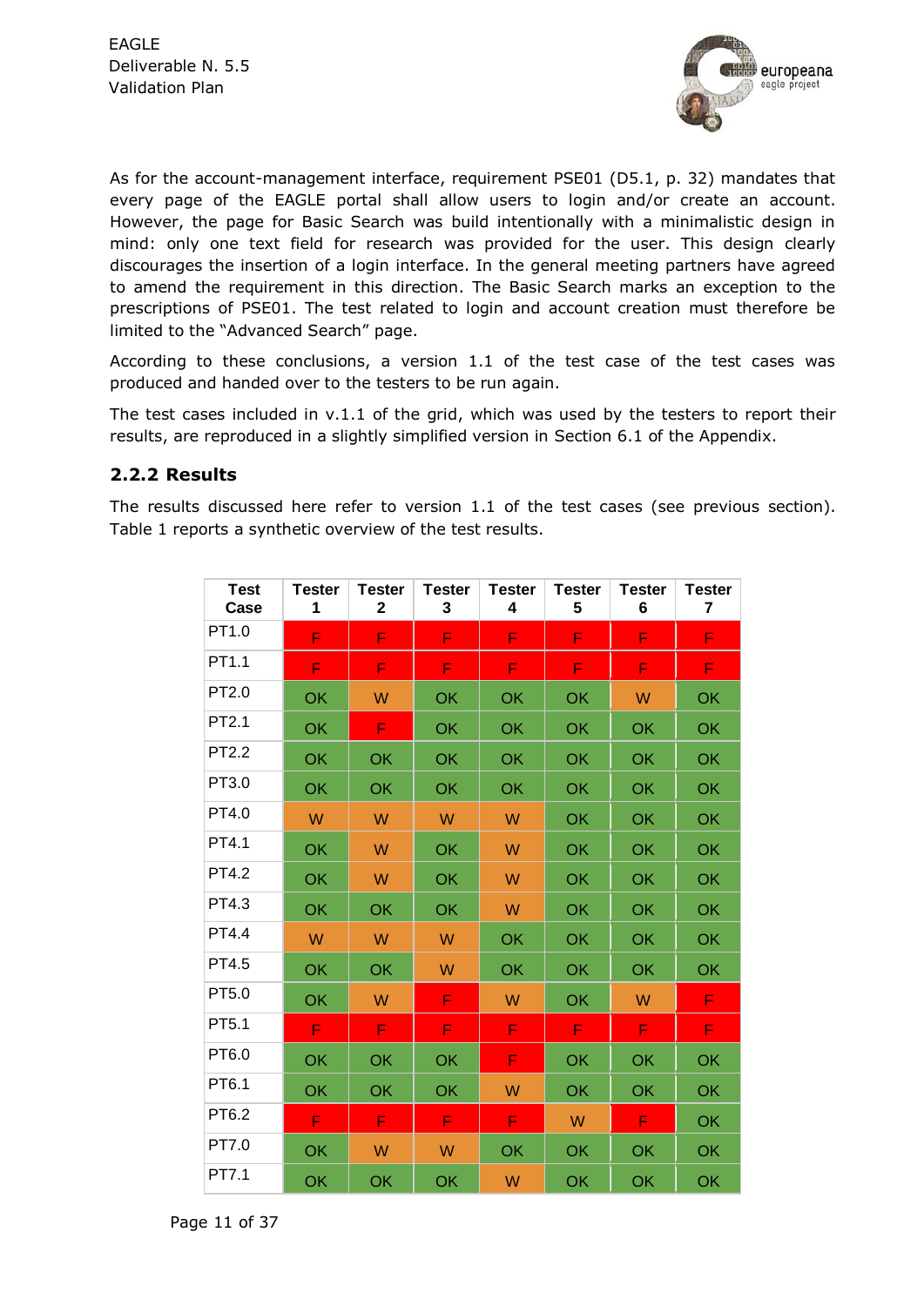As for the account-management interface, requirement PSE01 (D5.1, p. 32) mandates that every page of the EAGLE portal shall allow users to login and/or create an account. However, the page for Basic Search was build intentionally with a minimalistic design in mind: only one text field for research was provided for the user. This design clearly discourages the insertion of a login interface. In the general meeting partners have agreed to amend the requirement in this direction. The Basic Search marks an exception to the prescriptions of PSE01. The test related to login and account creation must therefore be limited to the "Advanced Search" page.

According to these conclusions, a version 1.1 of the test case of the test cases was produced and handed over to the testers to be run again.

The test cases included in v.1.1 of the grid, which was used by the testers to report their results, are reproduced in a slightly simplified version in Section 6.1 of the Appendix.

### 2.2.2 Results

The results discussed here refer to version 1.1 of the test cases (see previous section). Table 1 reports a synthetic overview of the test results.

| Test Case | Tester 1 | Tester 2 | Tester 3 | Tester 4 | Tester 5 | Tester 6 | Tester 7 |
|---|---|---|---|---|---|---|---|
| PT1.0 | F | F | F | F | F | F | F |
| PT1.1 | F | F | F | F | F | F | F |
| PT2.0 | OK | W | OK | OK | OK | W | OK |
| PT2.1 | OK | F | OK | OK | OK | OK | OK |
| PT2.2 | OK | OK | OK | OK | OK | OK | OK |
| PT3.0 | OK | OK | OK | OK | OK | OK | OK |
| PT4.0 | W | W | W | W | OK | OK | OK |
| PT4.1 | OK | W | OK | W | OK | OK | OK |
| PT4.2 | OK | W | OK | W | OK | OK | OK |
| PT4.3 | OK | OK | OK | W | OK | OK | OK |
| PT4.4 | W | W | W | OK | OK | OK | OK |
| PT4.5 | OK | OK | W | OK | OK | OK | OK |
| PT5.0 | OK | W | F | W | OK | W | F |
| PT5.1 | F | F | F | F | F | F | F |
| PT6.0 | OK | OK | OK | F | OK | OK | OK |
| PT6.1 | OK | OK | OK | W | OK | OK | OK |
| PT6.2 | F | F | F | F | W | F | OK |
| PT7.0 | OK | W | W | OK | OK | OK | OK |
| PT7.1 | OK | OK | OK | W | OK | OK | OK |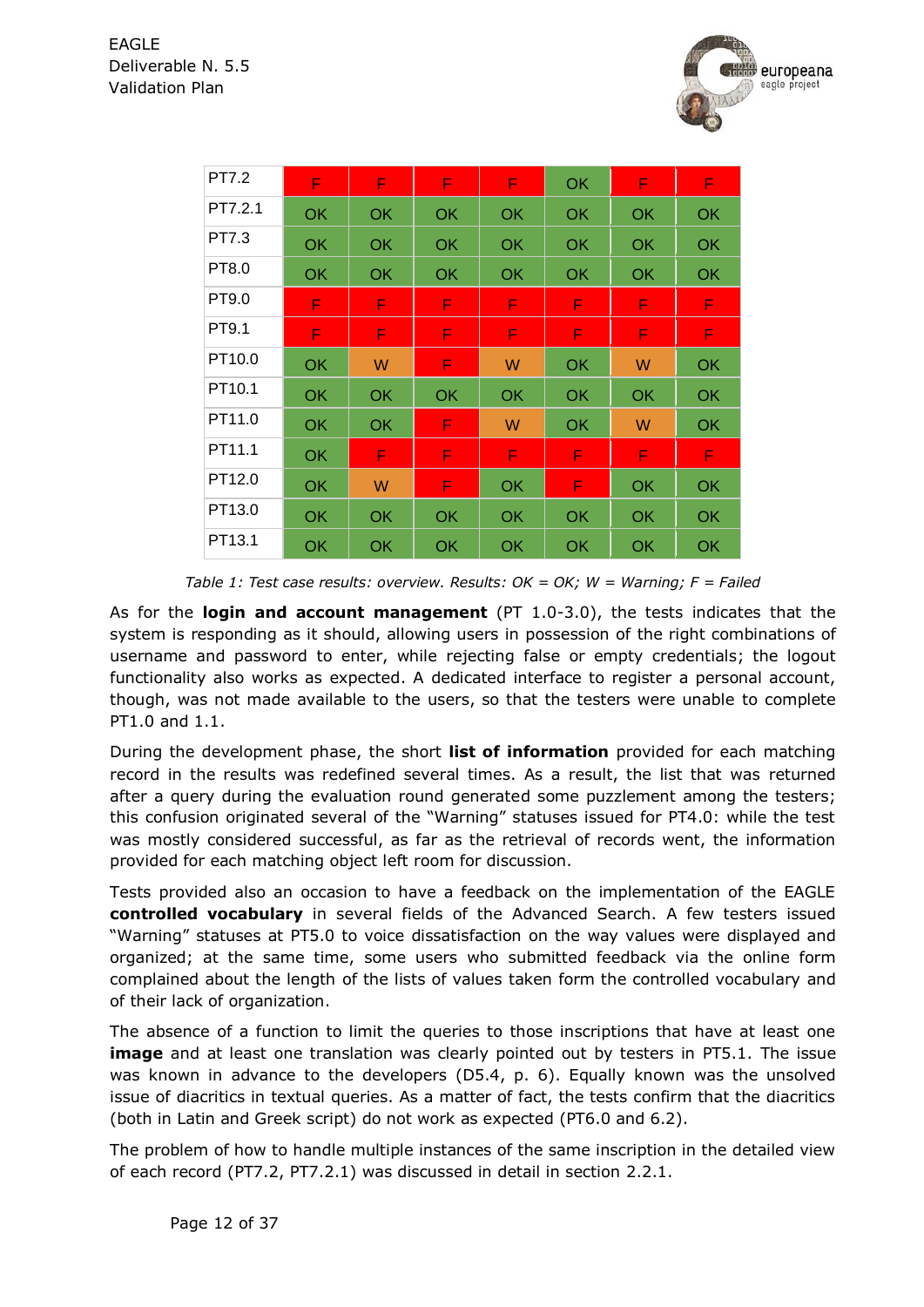| | | | | | | | |
|---|---|---|---|---|---|---|---|
| PT7.2 | F | F | F | F | OK | F | F |
| PT7.2.1 | OK | OK | OK | OK | OK | OK | OK |
| PT7.3 | OK | OK | OK | OK | OK | OK | OK |
| PT8.0 | OK | OK | OK | OK | OK | OK | OK |
| PT9.0 | F | F | F | F | F | F | F |
| PT9.1 | F | F | F | F | F | F | F |
| PT10.0 | OK | W | F | W | OK | W | OK |
| PT10.1 | OK | OK | OK | OK | OK | OK | OK |
| PT11.0 | OK | OK | F | W | OK | W | OK |
| PT11.1 | OK | F | F | F | F | F | F |
| PT12.0 | OK | W | F | OK | F | OK | OK |
| PT13.0 | OK | OK | OK | OK | OK | OK | OK |
| PT13.1 | OK | OK | OK | OK | OK | OK | OK |

*Table 1: Test case results: overview. Results: OK = OK; W = Warning; F = Failed*

As for the **login and account management** (PT 1.0-3.0), the tests indicates that the system is responding as it should, allowing users in possession of the right combinations of username and password to enter, while rejecting false or empty credentials; the logout functionality also works as expected. A dedicated interface to register a personal account, though, was not made available to the users, so that the testers were unable to complete PT1.0 and 1.1.

During the development phase, the short **list of information** provided for each matching record in the results was redefined several times. As a result, the list that was returned after a query during the evaluation round generated some puzzlement among the testers; this confusion originated several of the "Warning" statuses issued for PT4.0: while the test was mostly considered successful, as far as the retrieval of records went, the information provided for each matching object left room for discussion.

Tests provided also an occasion to have a feedback on the implementation of the EAGLE **controlled vocabulary** in several fields of the Advanced Search. A few testers issued "Warning" statuses at PT5.0 to voice dissatisfaction on the way values were displayed and organized; at the same time, some users who submitted feedback via the online form complained about the length of the lists of values taken form the controlled vocabulary and of their lack of organization.

The absence of a function to limit the queries to those inscriptions that have at least one **image** and at least one translation was clearly pointed out by testers in PT5.1. The issue was known in advance to the developers (D5.4, p. 6). Equally known was the unsolved issue of diacritics in textual queries. As a matter of fact, the tests confirm that the diacritics (both in Latin and Greek script) do not work as expected (PT6.0 and 6.2).

The problem of how to handle multiple instances of the same inscription in the detailed view of each record (PT7.2, PT7.2.1) was discussed in detail in section 2.2.1.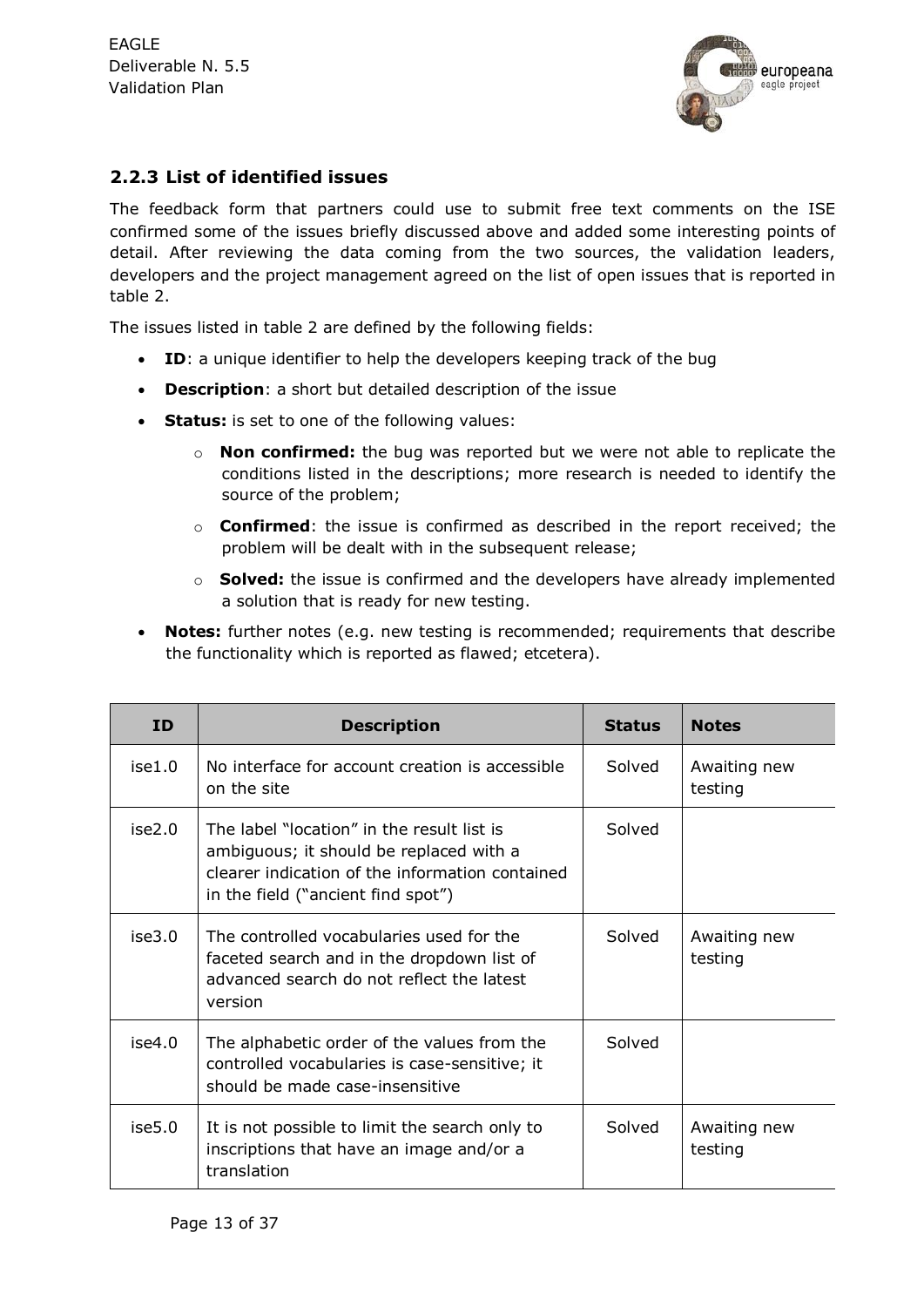### 2.2.3 List of identified issues

The feedback form that partners could use to submit free text comments on the ISE confirmed some of the issues briefly discussed above and added some interesting points of detail. After reviewing the data coming from the two sources, the validation leaders, developers and the project management agreed on the list of open issues that is reported in table 2.

The issues listed in table 2 are defined by the following fields:

- **ID**: a unique identifier to help the developers keeping track of the bug
- **Description**: a short but detailed description of the issue
- **Status:** is set to one of the following values:
  - **Non confirmed:** the bug was reported but we were not able to replicate the conditions listed in the descriptions; more research is needed to identify the source of the problem;
  - **Confirmed**: the issue is confirmed as described in the report received; the problem will be dealt with in the subsequent release;
  - **Solved:** the issue is confirmed and the developers have already implemented a solution that is ready for new testing.
- **Notes:** further notes (e.g. new testing is recommended; requirements that describe the functionality which is reported as flawed; etcetera).

| ID | Description | Status | Notes |
|---|---|---|---|
| ise1.0 | No interface for account creation is accessible on the site | Solved | Awaiting new testing |
| ise2.0 | The label "location" in the result list is ambiguous; it should be replaced with a clearer indication of the information contained in the field ("ancient find spot") | Solved | |
| ise3.0 | The controlled vocabularies used for the faceted search and in the dropdown list of advanced search do not reflect the latest version | Solved | Awaiting new testing |
| ise4.0 | The alphabetic order of the values from the controlled vocabularies is case-sensitive; it should be made case-insensitive | Solved | |
| ise5.0 | It is not possible to limit the search only to inscriptions that have an image and/or a translation | Solved | Awaiting new testing |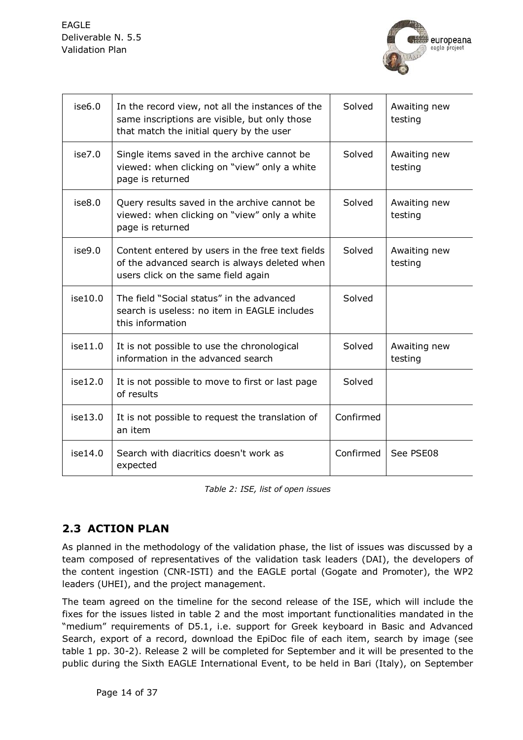| ise6.0 | In the record view, not all the instances of the same inscriptions are visible, but only those that match the initial query by the user | Solved | Awaiting new testing |
|---|---|---|---|
| ise7.0 | Single items saved in the archive cannot be viewed: when clicking on "view" only a white page is returned | Solved | Awaiting new testing |
| ise8.0 | Query results saved in the archive cannot be viewed: when clicking on "view" only a white page is returned | Solved | Awaiting new testing |
| ise9.0 | Content entered by users in the free text fields of the advanced search is always deleted when users click on the same field again | Solved | Awaiting new testing |
| ise10.0 | The field "Social status" in the advanced search is useless: no item in EAGLE includes this information | Solved | |
| ise11.0 | It is not possible to use the chronological information in the advanced search | Solved | Awaiting new testing |
| ise12.0 | It is not possible to move to first or last page of results | Solved | |
| ise13.0 | It is not possible to request the translation of an item | Confirmed | |
| ise14.0 | Search with diacritics doesn't work as expected | Confirmed | See PSE08 |

*Table 2: ISE, list of open issues*

## 2.3 ACTION PLAN

As planned in the methodology of the validation phase, the list of issues was discussed by a team composed of representatives of the validation task leaders (DAI), the developers of the content ingestion (CNR-ISTI) and the EAGLE portal (Gogate and Promoter), the WP2 leaders (UHEI), and the project management.

The team agreed on the timeline for the second release of the ISE, which will include the fixes for the issues listed in table 2 and the most important functionalities mandated in the "medium" requirements of D5.1, i.e. support for Greek keyboard in Basic and Advanced Search, export of a record, download the EpiDoc file of each item, search by image (see table 1 pp. 30-2). Release 2 will be completed for September and it will be presented to the public during the Sixth EAGLE International Event, to be held in Bari (Italy), on September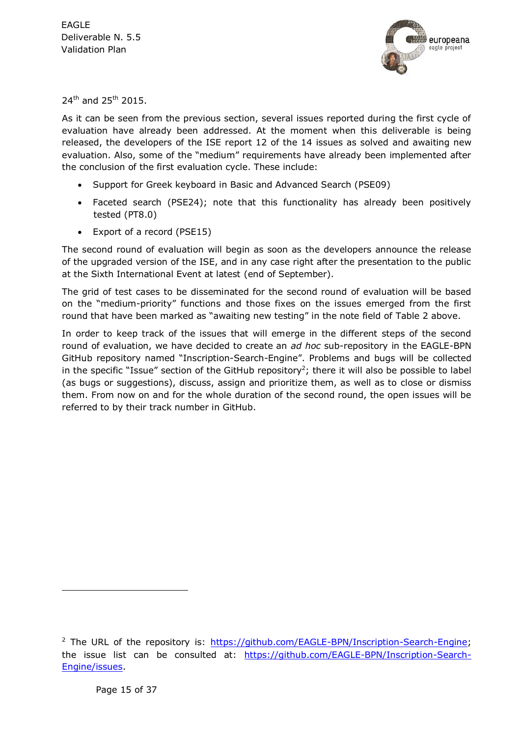24th and 25th 2015.

As it can be seen from the previous section, several issues reported during the first cycle of evaluation have already been addressed. At the moment when this deliverable is being released, the developers of the ISE report 12 of the 14 issues as solved and awaiting new evaluation. Also, some of the "medium" requirements have already been implemented after the conclusion of the first evaluation cycle. These include:

- Support for Greek keyboard in Basic and Advanced Search (PSE09)
- Faceted search (PSE24); note that this functionality has already been positively tested (PT8.0)
- Export of a record (PSE15)

The second round of evaluation will begin as soon as the developers announce the release of the upgraded version of the ISE, and in any case right after the presentation to the public at the Sixth International Event at latest (end of September).

The grid of test cases to be disseminated for the second round of evaluation will be based on the "medium-priority" functions and those fixes on the issues emerged from the first round that have been marked as "awaiting new testing" in the note field of Table 2 above.

In order to keep track of the issues that will emerge in the different steps of the second round of evaluation, we have decided to create an *ad hoc* sub-repository in the EAGLE-BPN GitHub repository named "Inscription-Search-Engine". Problems and bugs will be collected in the specific "Issue" section of the GitHub repository[2]; there it will also be possible to label (as bugs or suggestions), discuss, assign and prioritize them, as well as to close or dismiss them. From now on and for the whole duration of the second round, the open issues will be referred to by their track number in GitHub.

---

[2] The URL of the repository is: https://github.com/EAGLE-BPN/Inscription-Search-Engine; the issue list can be consulted at: https://github.com/EAGLE-BPN/Inscription-Search-Engine/issues.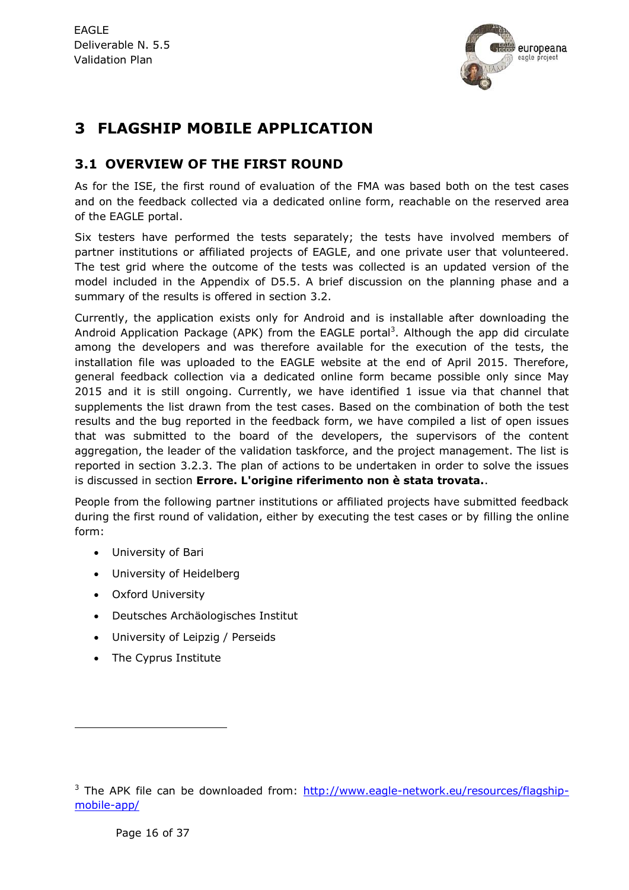# 3 FLAGSHIP MOBILE APPLICATION

## 3.1 OVERVIEW OF THE FIRST ROUND

As for the ISE, the first round of evaluation of the FMA was based both on the test cases and on the feedback collected via a dedicated online form, reachable on the reserved area of the EAGLE portal.

Six testers have performed the tests separately; the tests have involved members of partner institutions or affiliated projects of EAGLE, and one private user that volunteered. The test grid where the outcome of the tests was collected is an updated version of the model included in the Appendix of D5.5. A brief discussion on the planning phase and a summary of the results is offered in section 3.2.

Currently, the application exists only for Android and is installable after downloading the Android Application Package (APK) from the EAGLE portal[3]. Although the app did circulate among the developers and was therefore available for the execution of the tests, the installation file was uploaded to the EAGLE website at the end of April 2015. Therefore, general feedback collection via a dedicated online form became possible only since May 2015 and it is still ongoing. Currently, we have identified 1 issue via that channel that supplements the list drawn from the test cases. Based on the combination of both the test results and the bug reported in the feedback form, we have compiled a list of open issues that was submitted to the board of the developers, the supervisors of the content aggregation, the leader of the validation taskforce, and the project management. The list is reported in section 3.2.3. The plan of actions to be undertaken in order to solve the issues is discussed in section **Errore. L'origine riferimento non è stata trovata.**.

People from the following partner institutions or affiliated projects have submitted feedback during the first round of validation, either by executing the test cases or by filling the online form:

- University of Bari
- University of Heidelberg
- Oxford University
- Deutsches Archäologisches Institut
- University of Leipzig / Perseids
- The Cyprus Institute

[3] The APK file can be downloaded from: http://www.eagle-network.eu/resources/flagship-mobile-app/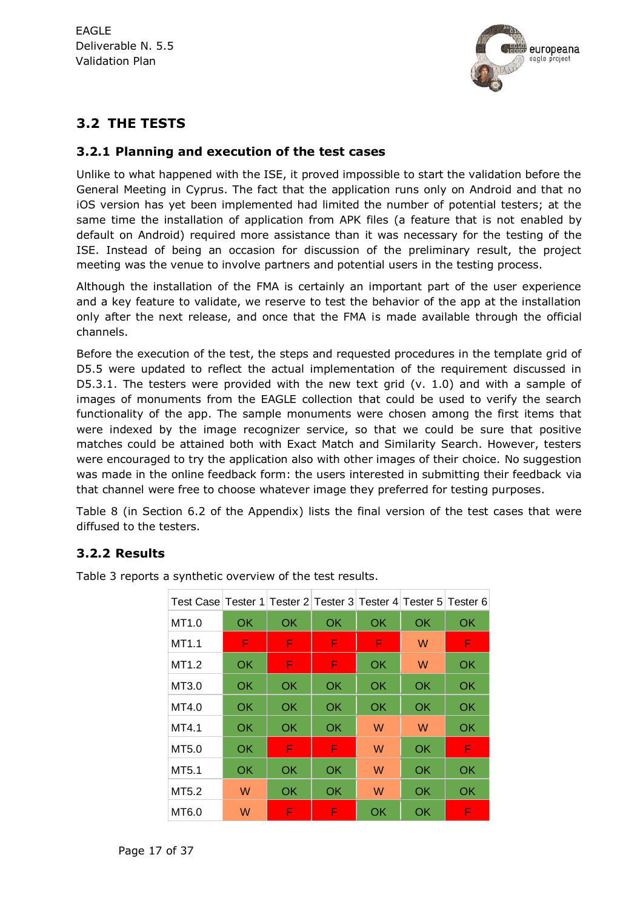## 3.2 THE TESTS

### 3.2.1 Planning and execution of the test cases

Unlike to what happened with the ISE, it proved impossible to start the validation before the General Meeting in Cyprus. The fact that the application runs only on Android and that no iOS version has yet been implemented had limited the number of potential testers; at the same time the installation of application from APK files (a feature that is not enabled by default on Android) required more assistance than it was necessary for the testing of the ISE. Instead of being an occasion for discussion of the preliminary result, the project meeting was the venue to involve partners and potential users in the testing process.

Although the installation of the FMA is certainly an important part of the user experience and a key feature to validate, we reserve to test the behavior of the app at the installation only after the next release, and once that the FMA is made available through the official channels.

Before the execution of the test, the steps and requested procedures in the template grid of D5.5 were updated to reflect the actual implementation of the requirement discussed in D5.3.1. The testers were provided with the new text grid (v. 1.0) and with a sample of images of monuments from the EAGLE collection that could be used to verify the search functionality of the app. The sample monuments were chosen among the first items that were indexed by the image recognizer service, so that we could be sure that positive matches could be attained both with Exact Match and Similarity Search. However, testers were encouraged to try the application also with other images of their choice. No suggestion was made in the online feedback form: the users interested in submitting their feedback via that channel were free to choose whatever image they preferred for testing purposes.

Table 8 (in Section 6.2 of the Appendix) lists the final version of the test cases that were diffused to the testers.

### 3.2.2 Results

Table 3 reports a synthetic overview of the test results.

| Test Case | Tester 1 | Tester 2 | Tester 3 | Tester 4 | Tester 5 | Tester 6 |
|---|---|---|---|---|---|---|
| MT1.0 | OK | OK | OK | OK | OK | OK |
| MT1.1 | F | F | F | F | W | F |
| MT1.2 | OK | F | F | OK | W | OK |
| MT3.0 | OK | OK | OK | OK | OK | OK |
| MT4.0 | OK | OK | OK | OK | OK | OK |
| MT4.1 | OK | OK | OK | W | W | OK |
| MT5.0 | OK | F | F | W | OK | F |
| MT5.1 | OK | OK | OK | W | OK | OK |
| MT5.2 | W | OK | OK | W | OK | OK |
| MT6.0 | W | F | F | OK | OK | F |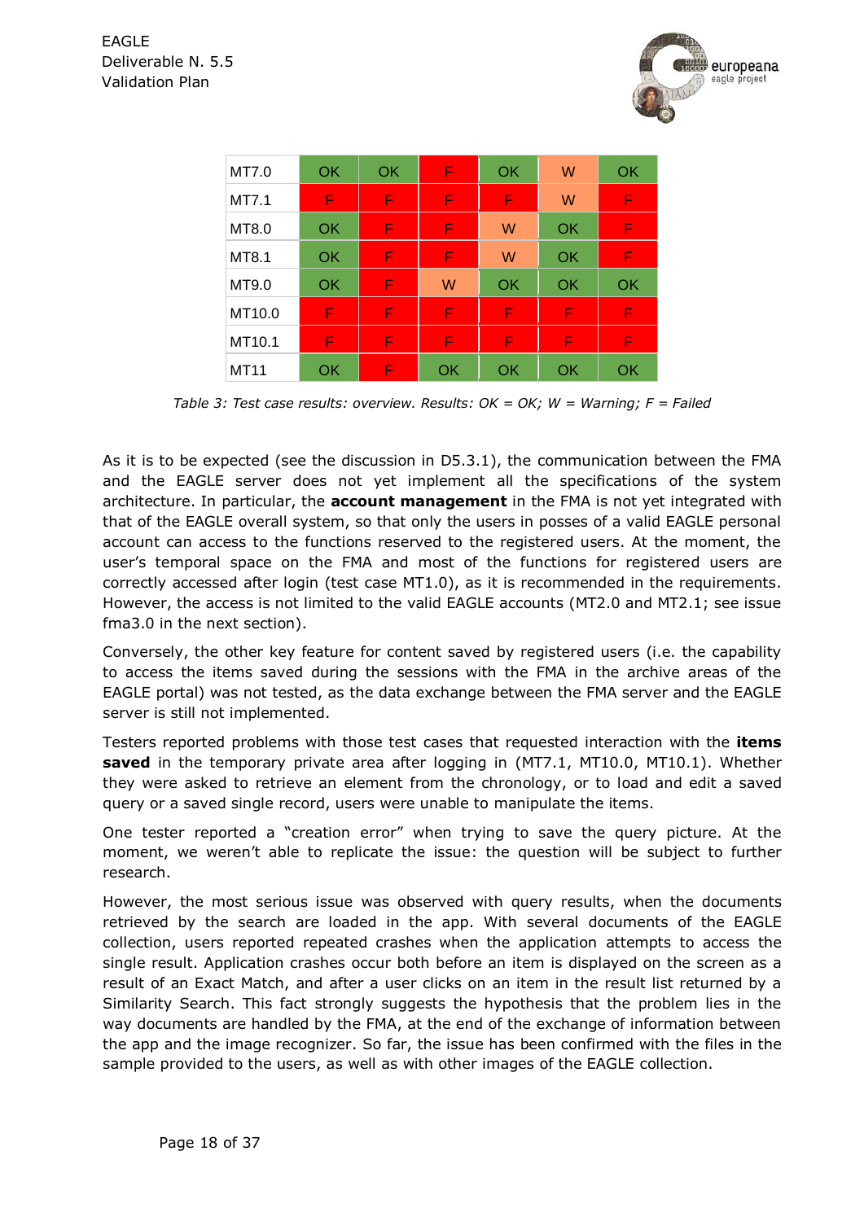| | | | | | | |
|---|---|---|---|---|---|---|
| MT7.0 | OK | OK | F | OK | W | OK |
| MT7.1 | F | F | F | F | W | F |
| MT8.0 | OK | F | F | W | OK | F |
| MT8.1 | OK | F | F | W | OK | F |
| MT9.0 | OK | F | W | OK | OK | OK |
| MT10.0 | F | F | F | F | F | F |
| MT10.1 | F | F | F | F | F | F |
| MT11 | OK | F | OK | OK | OK | OK |

*Table 3: Test case results: overview. Results: OK = OK; W = Warning; F = Failed*

As it is to be expected (see the discussion in D5.3.1), the communication between the FMA and the EAGLE server does not yet implement all the specifications of the system architecture. In particular, the **account management** in the FMA is not yet integrated with that of the EAGLE overall system, so that only the users in posses of a valid EAGLE personal account can access to the functions reserved to the registered users. At the moment, the user's temporal space on the FMA and most of the functions for registered users are correctly accessed after login (test case MT1.0), as it is recommended in the requirements. However, the access is not limited to the valid EAGLE accounts (MT2.0 and MT2.1; see issue fma3.0 in the next section).

Conversely, the other key feature for content saved by registered users (i.e. the capability to access the items saved during the sessions with the FMA in the archive areas of the EAGLE portal) was not tested, as the data exchange between the FMA server and the EAGLE server is still not implemented.

Testers reported problems with those test cases that requested interaction with the **items saved** in the temporary private area after logging in (MT7.1, MT10.0, MT10.1). Whether they were asked to retrieve an element from the chronology, or to load and edit a saved query or a saved single record, users were unable to manipulate the items.

One tester reported a "creation error" when trying to save the query picture. At the moment, we weren't able to replicate the issue: the question will be subject to further research.

However, the most serious issue was observed with query results, when the documents retrieved by the search are loaded in the app. With several documents of the EAGLE collection, users reported repeated crashes when the application attempts to access the single result. Application crashes occur both before an item is displayed on the screen as a result of an Exact Match, and after a user clicks on an item in the result list returned by a Similarity Search. This fact strongly suggests the hypothesis that the problem lies in the way documents are handled by the FMA, at the end of the exchange of information between the app and the image recognizer. So far, the issue has been confirmed with the files in the sample provided to the users, as well as with other images of the EAGLE collection.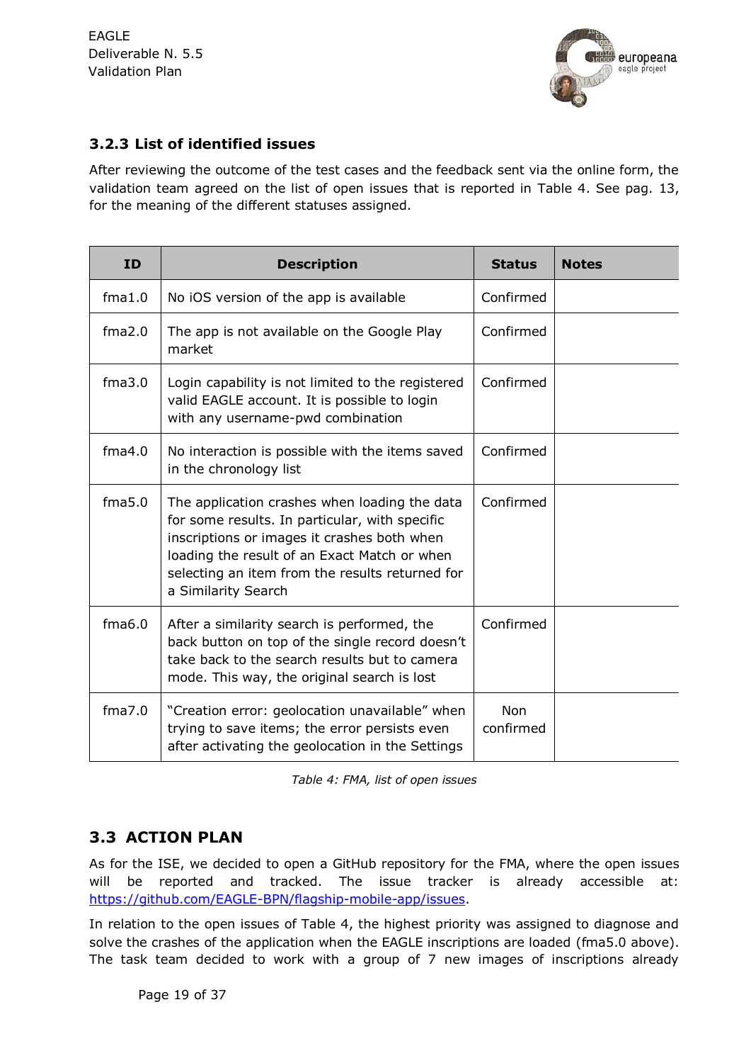### 3.2.3 List of identified issues

After reviewing the outcome of the test cases and the feedback sent via the online form, the validation team agreed on the list of open issues that is reported in Table 4. See pag. 13, for the meaning of the different statuses assigned.

| ID | Description | Status | Notes |
|---|---|---|---|
| fma1.0 | No iOS version of the app is available | Confirmed | |
| fma2.0 | The app is not available on the Google Play market | Confirmed | |
| fma3.0 | Login capability is not limited to the registered valid EAGLE account. It is possible to login with any username-pwd combination | Confirmed | |
| fma4.0 | No interaction is possible with the items saved in the chronology list | Confirmed | |
| fma5.0 | The application crashes when loading the data for some results. In particular, with specific inscriptions or images it crashes both when loading the result of an Exact Match or when selecting an item from the results returned for a Similarity Search | Confirmed | |
| fma6.0 | After a similarity search is performed, the back button on top of the single record doesn't take back to the search results but to camera mode. This way, the original search is lost | Confirmed | |
| fma7.0 | "Creation error: geolocation unavailable" when trying to save items; the error persists even after activating the geolocation in the Settings | Non confirmed | |

*Table 4: FMA, list of open issues*

## 3.3 ACTION PLAN

As for the ISE, we decided to open a GitHub repository for the FMA, where the open issues will be reported and tracked. The issue tracker is already accessible at: https://github.com/EAGLE-BPN/flagship-mobile-app/issues.

In relation to the open issues of Table 4, the highest priority was assigned to diagnose and solve the crashes of the application when the EAGLE inscriptions are loaded (fma5.0 above). The task team decided to work with a group of 7 new images of inscriptions already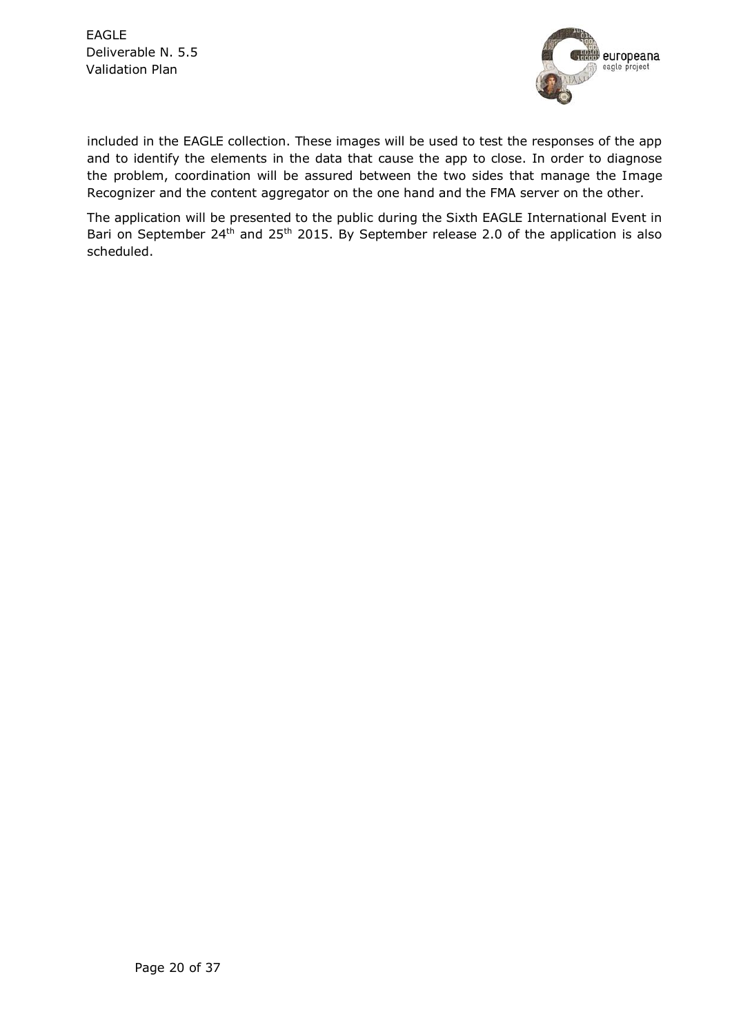included in the EAGLE collection. These images will be used to test the responses of the app and to identify the elements in the data that cause the app to close. In order to diagnose the problem, coordination will be assured between the two sides that manage the Image Recognizer and the content aggregator on the one hand and the FMA server on the other.

The application will be presented to the public during the Sixth EAGLE International Event in Bari on September 24th and 25th 2015. By September release 2.0 of the application is also scheduled.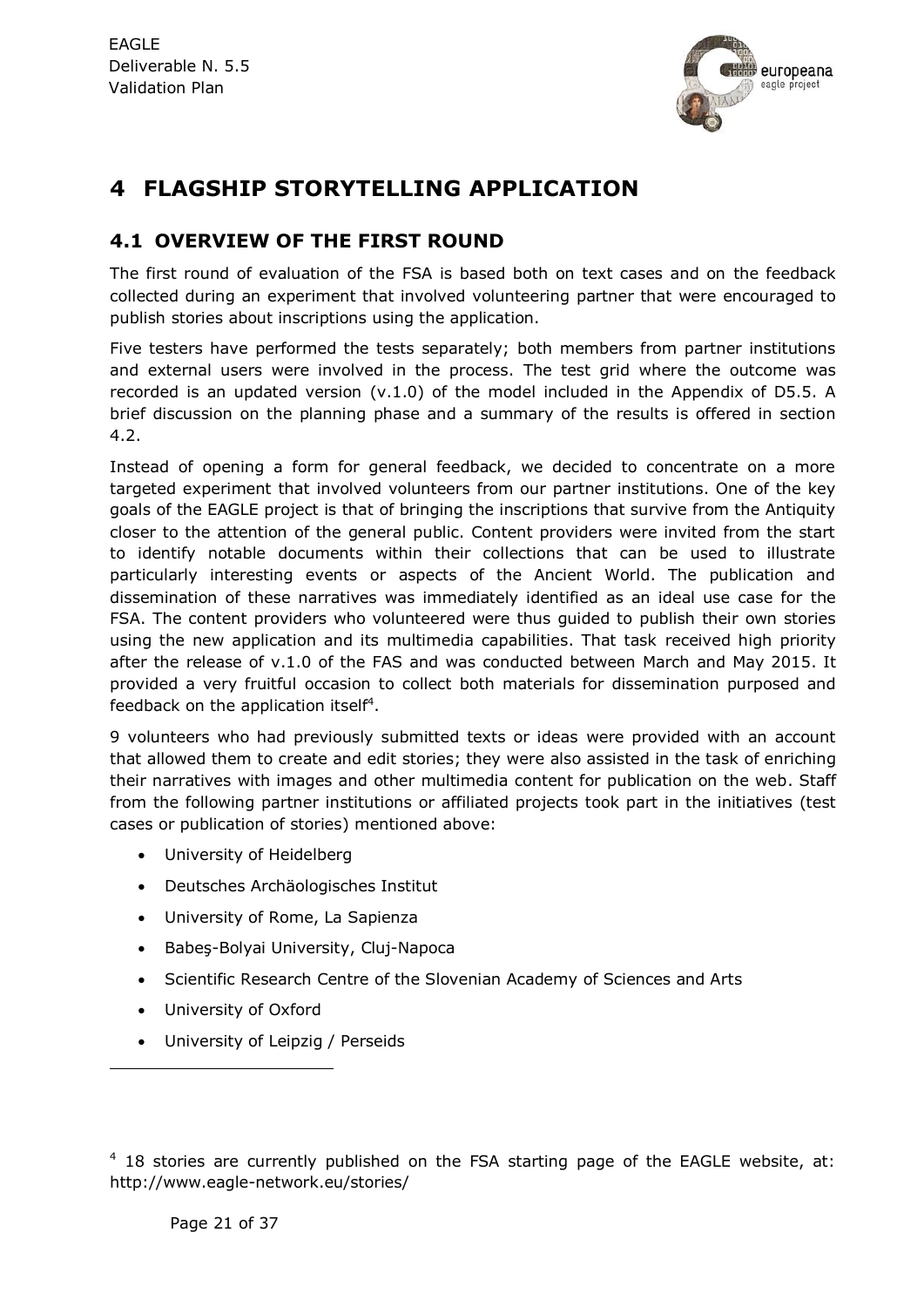# 4 FLAGSHIP STORYTELLING APPLICATION

## 4.1 OVERVIEW OF THE FIRST ROUND

The first round of evaluation of the FSA is based both on text cases and on the feedback collected during an experiment that involved volunteering partner that were encouraged to publish stories about inscriptions using the application.

Five testers have performed the tests separately; both members from partner institutions and external users were involved in the process. The test grid where the outcome was recorded is an updated version (v.1.0) of the model included in the Appendix of D5.5. A brief discussion on the planning phase and a summary of the results is offered in section 4.2.

Instead of opening a form for general feedback, we decided to concentrate on a more targeted experiment that involved volunteers from our partner institutions. One of the key goals of the EAGLE project is that of bringing the inscriptions that survive from the Antiquity closer to the attention of the general public. Content providers were invited from the start to identify notable documents within their collections that can be used to illustrate particularly interesting events or aspects of the Ancient World. The publication and dissemination of these narratives was immediately identified as an ideal use case for the FSA. The content providers who volunteered were thus guided to publish their own stories using the new application and its multimedia capabilities. That task received high priority after the release of v.1.0 of the FAS and was conducted between March and May 2015. It provided a very fruitful occasion to collect both materials for dissemination purposed and feedback on the application itself[4].

9 volunteers who had previously submitted texts or ideas were provided with an account that allowed them to create and edit stories; they were also assisted in the task of enriching their narratives with images and other multimedia content for publication on the web. Staff from the following partner institutions or affiliated projects took part in the initiatives (test cases or publication of stories) mentioned above:

- University of Heidelberg
- Deutsches Archäologisches Institut
- University of Rome, La Sapienza
- Babeş-Bolyai University, Cluj-Napoca
- Scientific Research Centre of the Slovenian Academy of Sciences and Arts
- University of Oxford
- University of Leipzig / Perseids

[4] 18 stories are currently published on the FSA starting page of the EAGLE website, at: http://www.eagle-network.eu/stories/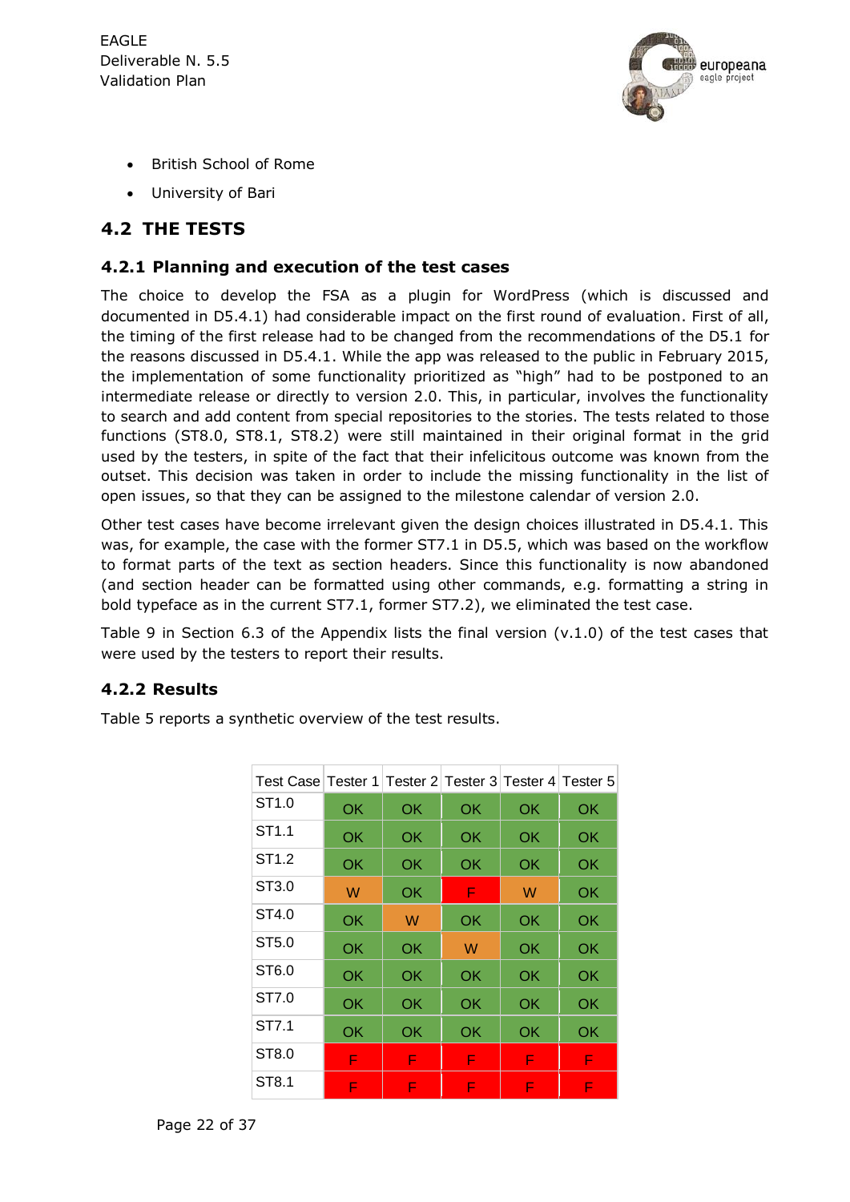- British School of Rome
- University of Bari

## 4.2 THE TESTS

### 4.2.1 Planning and execution of the test cases

The choice to develop the FSA as a plugin for WordPress (which is discussed and documented in D5.4.1) had considerable impact on the first round of evaluation. First of all, the timing of the first release had to be changed from the recommendations of the D5.1 for the reasons discussed in D5.4.1. While the app was released to the public in February 2015, the implementation of some functionality prioritized as "high" had to be postponed to an intermediate release or directly to version 2.0. This, in particular, involves the functionality to search and add content from special repositories to the stories. The tests related to those functions (ST8.0, ST8.1, ST8.2) were still maintained in their original format in the grid used by the testers, in spite of the fact that their infelicitous outcome was known from the outset. This decision was taken in order to include the missing functionality in the list of open issues, so that they can be assigned to the milestone calendar of version 2.0.

Other test cases have become irrelevant given the design choices illustrated in D5.4.1. This was, for example, the case with the former ST7.1 in D5.5, which was based on the workflow to format parts of the text as section headers. Since this functionality is now abandoned (and section header can be formatted using other commands, e.g. formatting a string in bold typeface as in the current ST7.1, former ST7.2), we eliminated the test case.

Table 9 in Section 6.3 of the Appendix lists the final version (v.1.0) of the test cases that were used by the testers to report their results.

### 4.2.2 Results

Table 5 reports a synthetic overview of the test results.

| Test Case | Tester 1 | Tester 2 | Tester 3 | Tester 4 | Tester 5 |
|---|---|---|---|---|---|
| ST1.0 | OK | OK | OK | OK | OK |
| ST1.1 | OK | OK | OK | OK | OK |
| ST1.2 | OK | OK | OK | OK | OK |
| ST3.0 | W | OK | F | W | OK |
| ST4.0 | OK | W | OK | OK | OK |
| ST5.0 | OK | OK | W | OK | OK |
| ST6.0 | OK | OK | OK | OK | OK |
| ST7.0 | OK | OK | OK | OK | OK |
| ST7.1 | OK | OK | OK | OK | OK |
| ST8.0 | F | F | F | F | F |
| ST8.1 | F | F | F | F | F |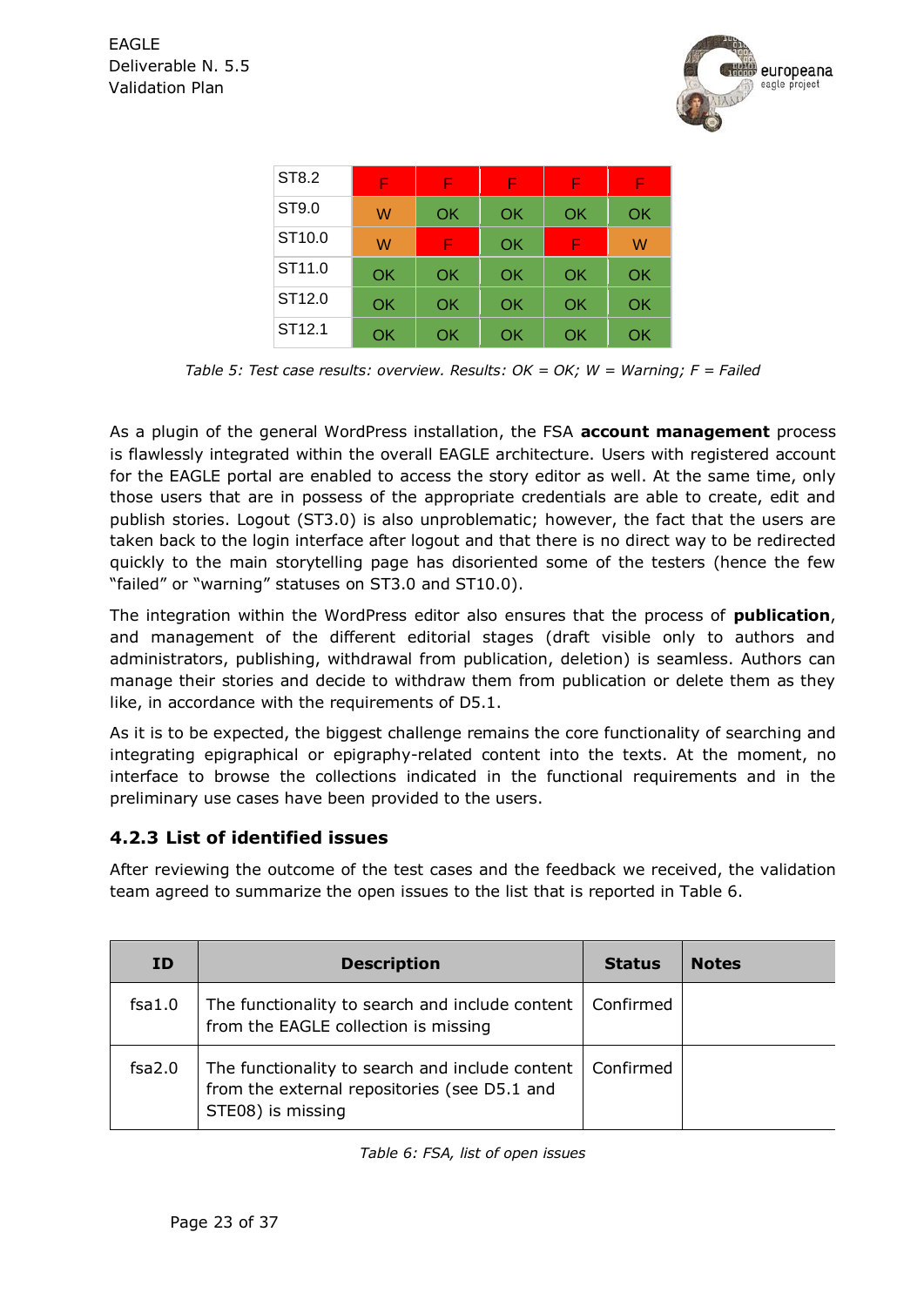| ST8.2 | F | F | F | F | F |
|---|---|---|---|---|---|
| ST9.0 | W | OK | OK | OK | OK |
| ST10.0 | W | F | OK | F | W |
| ST11.0 | OK | OK | OK | OK | OK |
| ST12.0 | OK | OK | OK | OK | OK |
| ST12.1 | OK | OK | OK | OK | OK |

*Table 5: Test case results: overview. Results: OK = OK; W = Warning; F = Failed*

As a plugin of the general WordPress installation, the FSA **account management** process is flawlessly integrated within the overall EAGLE architecture. Users with registered account for the EAGLE portal are enabled to access the story editor as well. At the same time, only those users that are in possess of the appropriate credentials are able to create, edit and publish stories. Logout (ST3.0) is also unproblematic; however, the fact that the users are taken back to the login interface after logout and that there is no direct way to be redirected quickly to the main storytelling page has disoriented some of the testers (hence the few "failed" or "warning" statuses on ST3.0 and ST10.0).

The integration within the WordPress editor also ensures that the process of **publication**, and management of the different editorial stages (draft visible only to authors and administrators, publishing, withdrawal from publication, deletion) is seamless. Authors can manage their stories and decide to withdraw them from publication or delete them as they like, in accordance with the requirements of D5.1.

As it is to be expected, the biggest challenge remains the core functionality of searching and integrating epigraphical or epigraphy-related content into the texts. At the moment, no interface to browse the collections indicated in the functional requirements and in the preliminary use cases have been provided to the users.

### 4.2.3 List of identified issues

After reviewing the outcome of the test cases and the feedback we received, the validation team agreed to summarize the open issues to the list that is reported in Table 6.

| ID | Description | Status | Notes |
|---|---|---|---|
| fsa1.0 | The functionality to search and include content from the EAGLE collection is missing | Confirmed | |
| fsa2.0 | The functionality to search and include content from the external repositories (see D5.1 and STE08) is missing | Confirmed | |

*Table 6: FSA, list of open issues*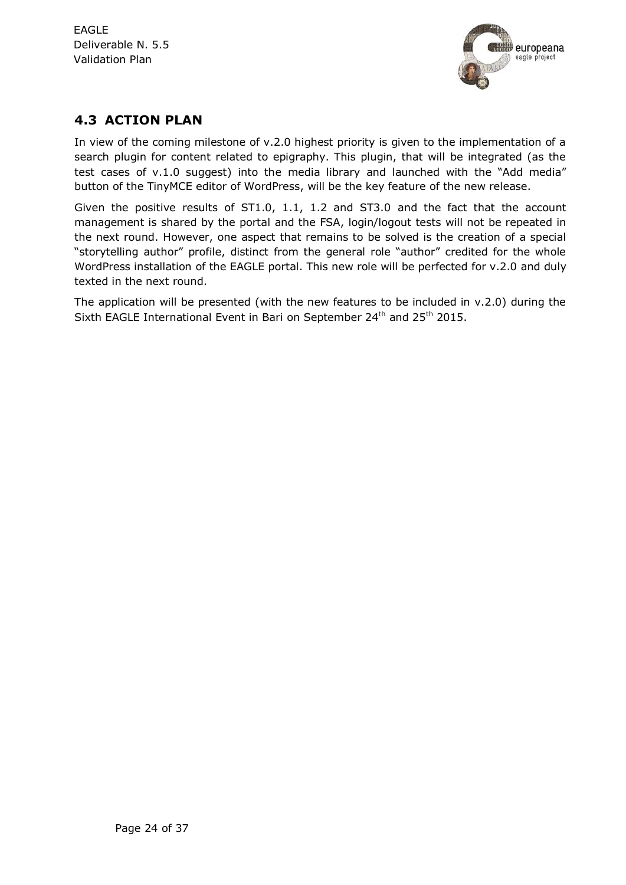## 4.3 ACTION PLAN

In view of the coming milestone of v.2.0 highest priority is given to the implementation of a search plugin for content related to epigraphy. This plugin, that will be integrated (as the test cases of v.1.0 suggest) into the media library and launched with the "Add media" button of the TinyMCE editor of WordPress, will be the key feature of the new release.

Given the positive results of ST1.0, 1.1, 1.2 and ST3.0 and the fact that the account management is shared by the portal and the FSA, login/logout tests will not be repeated in the next round. However, one aspect that remains to be solved is the creation of a special "storytelling author" profile, distinct from the general role "author" credited for the whole WordPress installation of the EAGLE portal. This new role will be perfected for v.2.0 and duly texted in the next round.

The application will be presented (with the new features to be included in v.2.0) during the Sixth EAGLE International Event in Bari on September 24th and 25th 2015.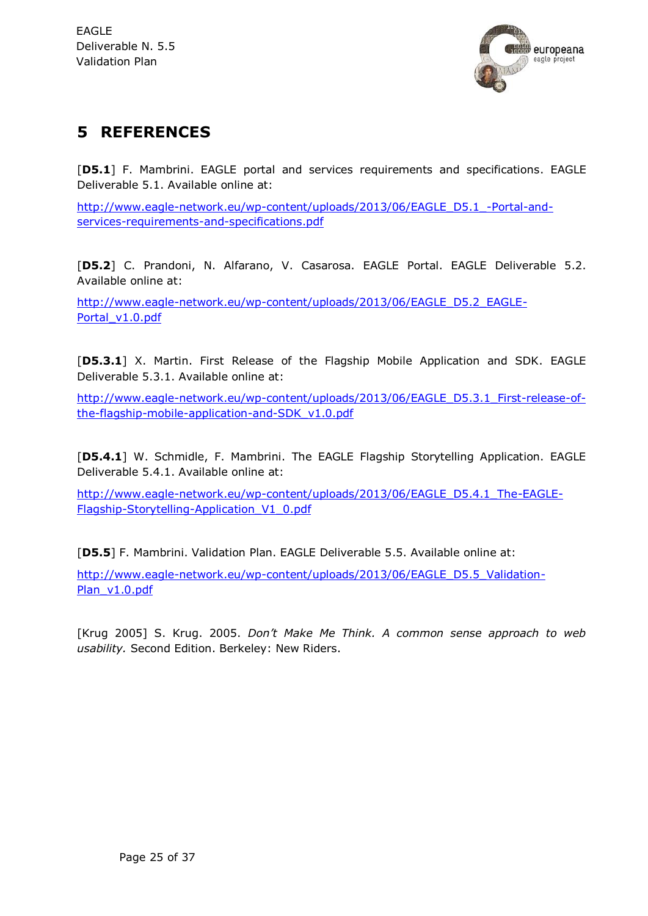# 5 REFERENCES

[**D5.1**] F. Mambrini. EAGLE portal and services requirements and specifications. EAGLE Deliverable 5.1. Available online at:

http://www.eagle-network.eu/wp-content/uploads/2013/06/EAGLE_D5.1_-Portal-and-services-requirements-and-specifications.pdf

[**D5.2**] C. Prandoni, N. Alfarano, V. Casarosa. EAGLE Portal. EAGLE Deliverable 5.2. Available online at:

http://www.eagle-network.eu/wp-content/uploads/2013/06/EAGLE_D5.2_EAGLE-Portal_v1.0.pdf

[**D5.3.1**] X. Martin. First Release of the Flagship Mobile Application and SDK. EAGLE Deliverable 5.3.1. Available online at:

http://www.eagle-network.eu/wp-content/uploads/2013/06/EAGLE_D5.3.1_First-release-of-the-flagship-mobile-application-and-SDK_v1.0.pdf

[**D5.4.1**] W. Schmidle, F. Mambrini. The EAGLE Flagship Storytelling Application. EAGLE Deliverable 5.4.1. Available online at:

http://www.eagle-network.eu/wp-content/uploads/2013/06/EAGLE_D5.4.1_The-EAGLE-Flagship-Storytelling-Application_V1_0.pdf

[**D5.5**] F. Mambrini. Validation Plan. EAGLE Deliverable 5.5. Available online at:

http://www.eagle-network.eu/wp-content/uploads/2013/06/EAGLE_D5.5_Validation-Plan_v1.0.pdf

[Krug 2005] S. Krug. 2005. *Don't Make Me Think. A common sense approach to web usability.* Second Edition. Berkeley: New Riders.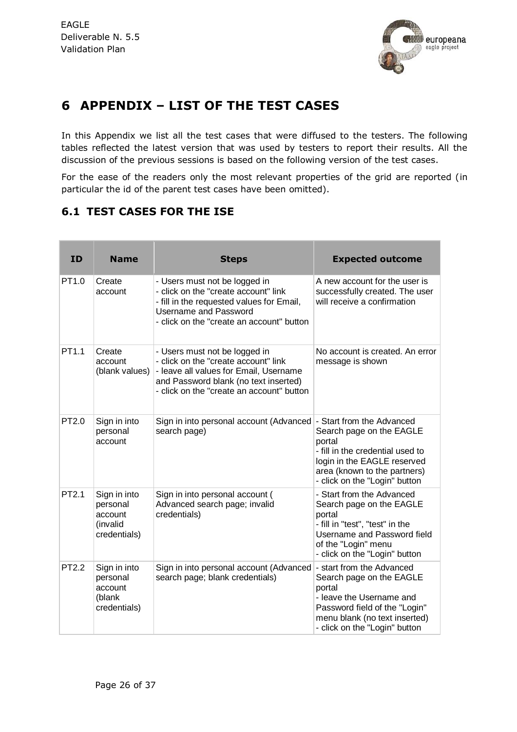# 6 APPENDIX – LIST OF THE TEST CASES

In this Appendix we list all the test cases that were diffused to the testers. The following tables reflected the latest version that was used by testers to report their results. All the discussion of the previous sessions is based on the following version of the test cases.

For the ease of the readers only the most relevant properties of the grid are reported (in particular the id of the parent test cases have been omitted).

## 6.1 TEST CASES FOR THE ISE

| ID | Name | Steps | Expected outcome |
|---|---|---|---|
| PT1.0 | Create account | - Users must not be logged in<br>- click on the "create account" link<br>- fill in the requested values for Email, Username and Password<br>- click on the "create an account" button | A new account for the user is successfully created. The user will receive a confirmation |
| PT1.1 | Create account (blank values) | - Users must not be logged in<br>- click on the "create account" link<br>- leave all values for Email, Username and Password blank (no text inserted)<br>- click on the "create an account" button | No account is created. An error message is shown |
| PT2.0 | Sign in into personal account | Sign in into personal account (Advanced search page) | - Start from the Advanced Search page on the EAGLE portal<br>- fill in the credential used to login in the EAGLE reserved area (known to the partners)<br>- click on the "Login" button |
| PT2.1 | Sign in into personal account (invalid credentials) | Sign in into personal account ( Advanced search page; invalid credentials) | - Start from the Advanced Search page on the EAGLE portal<br>- fill in "test", "test" in the Username and Password field of the "Login" menu<br>- click on the "Login" button |
| PT2.2 | Sign in into personal account (blank credentials) | Sign in into personal account (Advanced search page; blank credentials) | - start from the Advanced Search page on the EAGLE portal<br>- leave the Username and Password field of the "Login" menu blank (no text inserted)<br>- click on the "Login" button |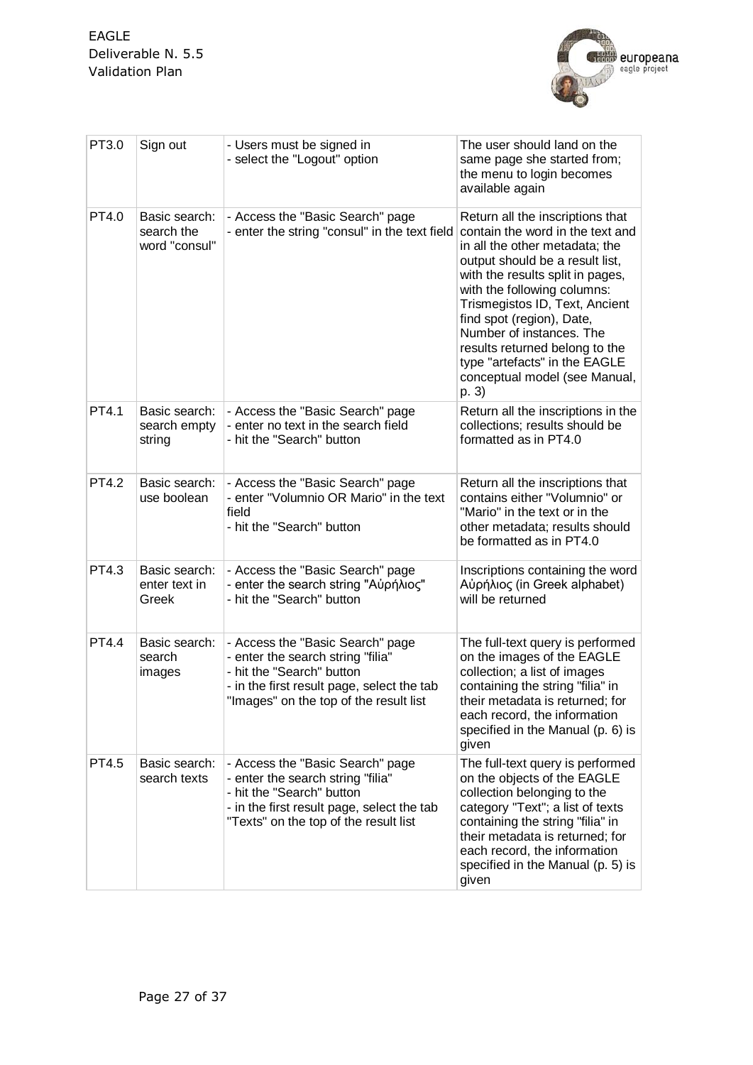| PT3.0 | Sign out | - Users must be signed in<br>- select the "Logout" option | The user should land on the same page she started from; the menu to login becomes available again |
|---|---|---|---|
| PT4.0 | Basic search: search the word "consul" | - Access the "Basic Search" page<br>- enter the string "consul" in the text field | Return all the inscriptions that contain the word in the text and in all the other metadata; the output should be a result list, with the results split in pages, with the following columns: Trismegistos ID, Text, Ancient find spot (region), Date, Number of instances. The results returned belong to the type "artefacts" in the EAGLE conceptual model (see Manual, p. 3) |
| PT4.1 | Basic search: search empty string | - Access the "Basic Search" page<br>- enter no text in the search field<br>- hit the "Search" button | Return all the inscriptions in the collections; results should be formatted as in PT4.0 |
| PT4.2 | Basic search: use boolean | - Access the "Basic Search" page<br>- enter "Volumnio OR Mario" in the text field<br>- hit the "Search" button | Return all the inscriptions that contains either "Volumnio" or "Mario" in the text or in the other metadata; results should be formatted as in PT4.0 |
| PT4.3 | Basic search: enter text in Greek | - Access the "Basic Search" page<br>- enter the search string "Αὐρήλιος"<br>- hit the "Search" button | Inscriptions containing the word Αὐρήλιος (in Greek alphabet) will be returned |
| PT4.4 | Basic search: search images | - Access the "Basic Search" page<br>- enter the search string "filia"<br>- hit the "Search" button<br>- in the first result page, select the tab "Images" on the top of the result list | The full-text query is performed on the images of the EAGLE collection; a list of images containing the string "filia" in their metadata is returned; for each record, the information specified in the Manual (p. 6) is given |
| PT4.5 | Basic search: search texts | - Access the "Basic Search" page<br>- enter the search string "filia"<br>- hit the "Search" button<br>- in the first result page, select the tab "Texts" on the top of the result list | The full-text query is performed on the objects of the EAGLE collection belonging to the category "Text"; a list of texts containing the string "filia" in their metadata is returned; for each record, the information specified in the Manual (p. 5) is given |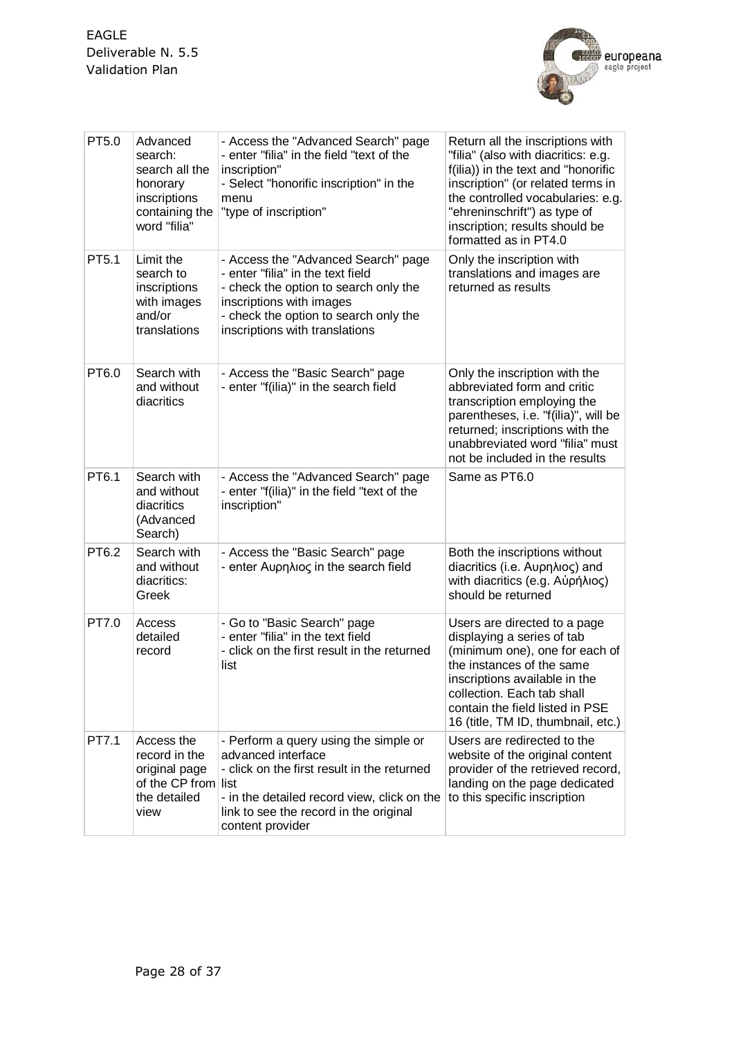| PT5.0 | Advanced search: search all the honorary inscriptions containing the word "filia" | - Access the "Advanced Search" page<br>- enter "filia" in the field "text of the inscription"<br>- Select "honorific inscription" in the menu "type of inscription" | Return all the inscriptions with "filia" (also with diacritics: e.g. f(ilia)) in the text and "honorific inscription" (or related terms in the controlled vocabularies: e.g. "ehreninschrift") as type of inscription; results should be formatted as in PT4.0 |
|---|---|---|---|
| PT5.1 | Limit the search to inscriptions with images and/or translations | - Access the "Advanced Search" page<br>- enter "filia" in the text field<br>- check the option to search only the inscriptions with images<br>- check the option to search only the inscriptions with translations | Only the inscription with translations and images are returned as results |
| PT6.0 | Search with and without diacritics | - Access the "Basic Search" page<br>- enter "f(ilia)" in the search field | Only the inscription with the abbreviated form and critic transcription employing the parentheses, i.e. "f(ilia)", will be returned; inscriptions with the unabbreviated word "filia" must not be included in the results |
| PT6.1 | Search with and without diacritics (Advanced Search) | - Access the "Advanced Search" page<br>- enter "f(ilia)" in the field "text of the inscription" | Same as PT6.0 |
| PT6.2 | Search with and without diacritics: Greek | - Access the "Basic Search" page<br>- enter Αυρηλιος in the search field | Both the inscriptions without diacritics (i.e. Αυρηλιος) and with diacritics (e.g. Αὐρήλιος) should be returned |
| PT7.0 | Access detailed record | - Go to "Basic Search" page<br>- enter "filia" in the text field<br>- click on the first result in the returned list | Users are directed to a page displaying a series of tab (minimum one), one for each of the instances of the same inscriptions available in the collection. Each tab shall contain the field listed in PSE 16 (title, TM ID, thumbnail, etc.) |
| PT7.1 | Access the record in the original page of the CP from the detailed view | - Perform a query using the simple or advanced interface<br>- click on the first result in the returned list<br>- in the detailed record view, click on the link to see the record in the original content provider | Users are redirected to the website of the original content provider of the retrieved record, landing on the page dedicated to this specific inscription |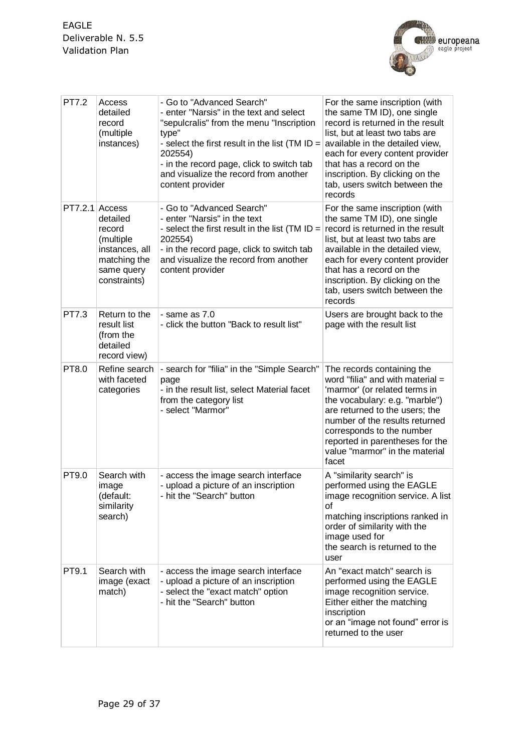| PT7.2 | Access detailed record (multiple instances) | - Go to "Advanced Search"<br>- enter "Narsis" in the text and select "sepulcralis" from the menu "Inscription type"<br>- select the first result in the list (TM ID = 202554)<br>- in the record page, click to switch tab and visualize the record from another content provider | For the same inscription (with the same TM ID), one single record is returned in the result list, but at least two tabs are available in the detailed view, each for every content provider that has a record on the inscription. By clicking on the tab, users switch between the records |
|---|---|---|---|
| PT7.2.1 | Access detailed record (multiple instances, all matching the same query constraints) | - Go to "Advanced Search"<br>- enter "Narsis" in the text<br>- select the first result in the list (TM ID = 202554)<br>- in the record page, click to switch tab and visualize the record from another content provider | For the same inscription (with the same TM ID), one single record is returned in the result list, but at least two tabs are available in the detailed view, each for every content provider that has a record on the inscription. By clicking on the tab, users switch between the records |
| PT7.3 | Return to the result list (from the detailed record view) | - same as 7.0<br>- click the button "Back to result list" | Users are brought back to the page with the result list |
| PT8.0 | Refine search with faceted categories | - search for "filia" in the "Simple Search" page<br>- in the result list, select Material facet from the category list<br>- select "Marmor" | The records containing the word "filia" and with material = 'marmor' (or related terms in the vocabulary: e.g. "marble") are returned to the users; the number of the results returned corresponds to the number reported in parentheses for the value "marmor" in the material facet |
| PT9.0 | Search with image (default: similarity search) | - access the image search interface<br>- upload a picture of an inscription<br>- hit the "Search" button | A "similarity search" is performed using the EAGLE image recognition service. A list of matching inscriptions ranked in order of similarity with the image used for the search is returned to the user |
| PT9.1 | Search with image (exact match) | - access the image search interface<br>- upload a picture of an inscription<br>- select the "exact match" option<br>- hit the "Search" button | An "exact match" search is performed using the EAGLE image recognition service. Either either the matching inscription or an "image not found" error is returned to the user |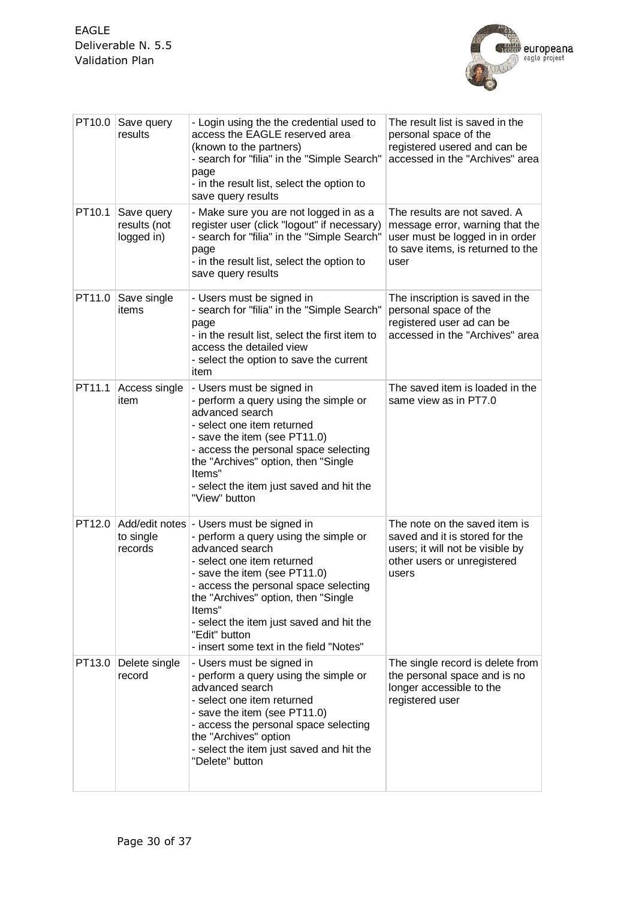| PT10.0 | Save query results | - Login using the the credential used to access the EAGLE reserved area (known to the partners)<br>- search for "filia" in the "Simple Search" page<br>- in the result list, select the option to save query results | The result list is saved in the personal space of the registered usered and can be accessed in the "Archives" area |
|---|---|---|---|
| PT10.1 | Save query results (not logged in) | - Make sure you are not logged in as a register user (click "logout" if necessary)<br>- search for "filia" in the "Simple Search" page<br>- in the result list, select the option to save query results | The results are not saved. A message error, warning that the user must be logged in in order to save items, is returned to the user |
| PT11.0 | Save single items | - Users must be signed in<br>- search for "filia" in the "Simple Search" page<br>- in the result list, select the first item to access the detailed view<br>- select the option to save the current item | The inscription is saved in the personal space of the registered user ad can be accessed in the "Archives" area |
| PT11.1 | Access single item | - Users must be signed in<br>- perform a query using the simple or advanced search<br>- select one item returned<br>- save the item (see PT11.0)<br>- access the personal space selecting the "Archives" option, then "Single Items"<br>- select the item just saved and hit the "View" button | The saved item is loaded in the same view as in PT7.0 |
| PT12.0 | Add/edit notes to single records | - Users must be signed in<br>- perform a query using the simple or advanced search<br>- select one item returned<br>- save the item (see PT11.0)<br>- access the personal space selecting the "Archives" option, then "Single Items"<br>- select the item just saved and hit the "Edit" button<br>- insert some text in the field "Notes" | The note on the saved item is saved and it is stored for the users; it will not be visible by other users or unregistered users |
| PT13.0 | Delete single record | - Users must be signed in<br>- perform a query using the simple or advanced search<br>- select one item returned<br>- save the item (see PT11.0)<br>- access the personal space selecting the "Archives" option<br>- select the item just saved and hit the "Delete" button | The single record is delete from the personal space and is no longer accessible to the registered user |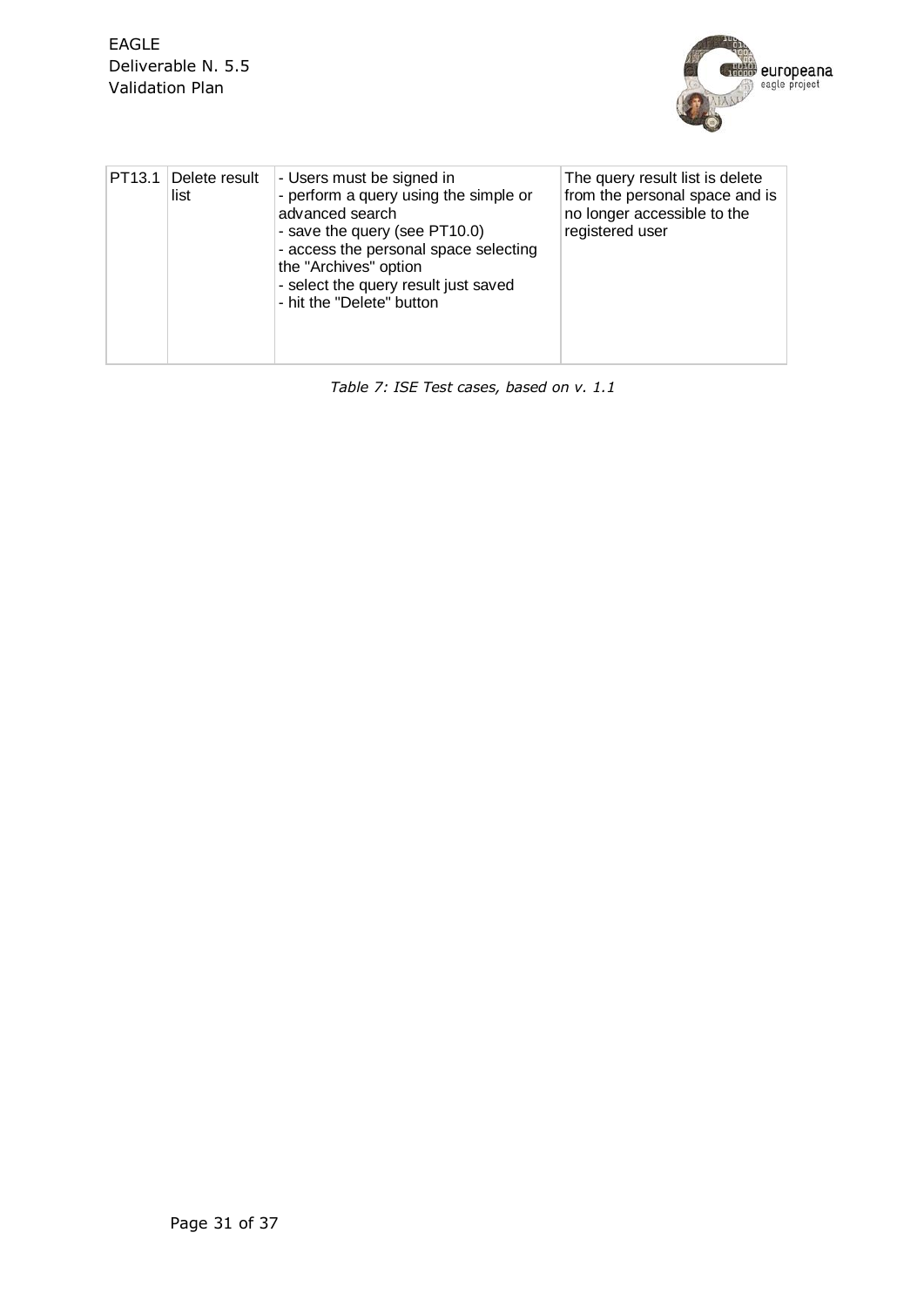| PT13.1 | Delete result list | - Users must be signed in<br>- perform a query using the simple or advanced search<br>- save the query (see PT10.0)<br>- access the personal space selecting the "Archives" option<br>- select the query result just saved<br>- hit the "Delete" button | The query result list is delete from the personal space and is no longer accessible to the registered user |
|---|---|---|---|

*Table 7: ISE Test cases, based on v. 1.1*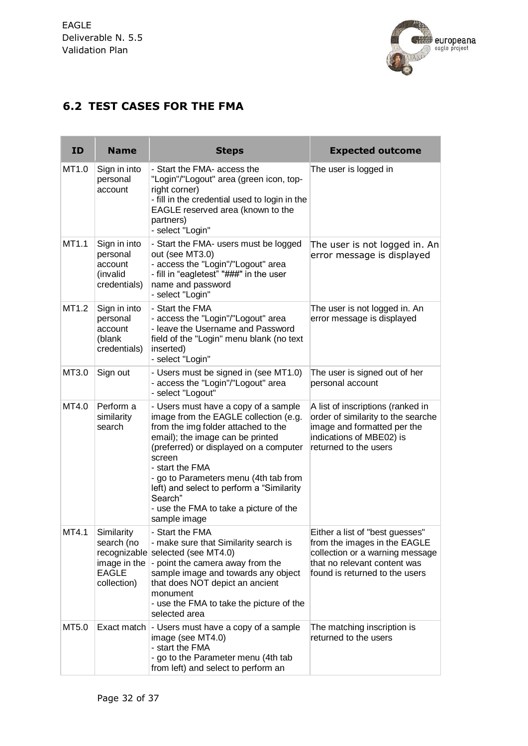## 6.2 TEST CASES FOR THE FMA

| ID | Name | Steps | Expected outcome |
|---|---|---|---|
| MT1.0 | Sign in into personal account | - Start the FMA- access the "Login"/"Logout" area (green icon, top-right corner)<br>- fill in the credential used to login in the EAGLE reserved area (known to the partners)<br>- select "Login" | The user is logged in |
| MT1.1 | Sign in into personal account (invalid credentials) | - Start the FMA- users must be logged out (see MT3.0)<br>- access the "Login"/"Logout" area<br>- fill in "eagletest" "###" in the user name and password<br>- select "Login" | The user is not logged in. An error message is displayed |
| MT1.2 | Sign in into personal account (blank credentials) | - Start the FMA<br>- access the "Login"/"Logout" area<br>- leave the Username and Password field of the "Login" menu blank (no text inserted)<br>- select "Login" | The user is not logged in. An error message is displayed |
| MT3.0 | Sign out | - Users must be signed in (see MT1.0)<br>- access the "Login"/"Logout" area<br>- select "Logout" | The user is signed out of her personal account |
| MT4.0 | Perform a similarity search | - Users must have a copy of a sample image from the EAGLE collection (e.g. from the img folder attached to the email); the image can be printed (preferred) or displayed on a computer screen<br>- start the FMA<br>- go to Parameters menu (4th tab from left) and select to perform a "Similarity Search"<br>- use the FMA to take a picture of the sample image | A list of inscriptions (ranked in order of similarity to the searche image and formatted per the indications of MBE02) is returned to the users |
| MT4.1 | Similarity search (no recognizable image in the EAGLE collection) | - Start the FMA<br>- make sure that Similarity search is selected (see MT4.0)<br>- point the camera away from the sample image and towards any object that does NOT depict an ancient monument<br>- use the FMA to take the picture of the selected area | Either a list of "best guesses" from the images in the EAGLE collection or a warning message that no relevant content was found is returned to the users |
| MT5.0 | Exact match | - Users must have a copy of a sample image (see MT4.0)<br>- start the FMA<br>- go to the Parameter menu (4th tab from left) and select to perform an | The matching inscription is returned to the users |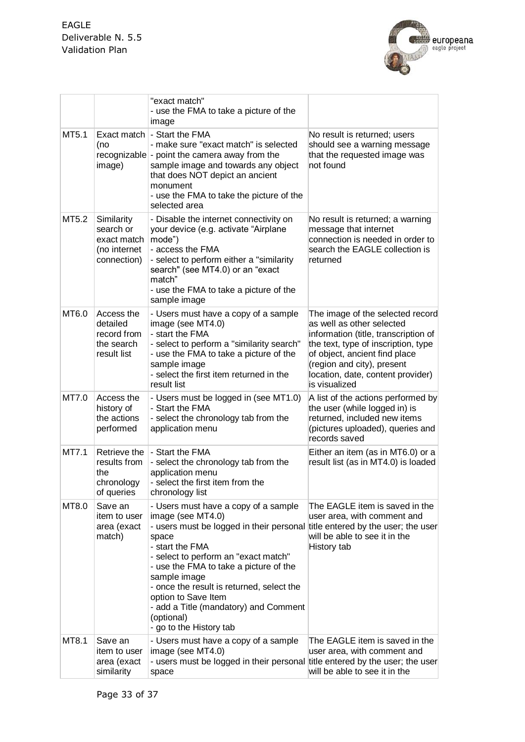| | | "exact match"<br>- use the FMA to take a picture of the image | |
|---|---|---|---|
| MT5.1 | Exact match (no recognizable image) | - Start the FMA<br>- make sure "exact match" is selected<br>- point the camera away from the sample image and towards any object that does NOT depict an ancient monument<br>- use the FMA to take the picture of the selected area | No result is returned; users should see a warning message that the requested image was not found |
| MT5.2 | Similarity search or exact match (no internet connection) | - Disable the internet connectivity on your device (e.g. activate “Airplane mode”)<br>- access the FMA<br>- select to perform either a "similarity search" (see MT4.0) or an “exact match”<br>- use the FMA to take a picture of the sample image | No result is returned; a warning message that internet connection is needed in order to search the EAGLE collection is returned |
| MT6.0 | Access the detailed record from the search result list | - Users must have a copy of a sample image (see MT4.0)<br>- start the FMA<br>- select to perform a "similarity search"<br>- use the FMA to take a picture of the sample image<br>- select the first item returned in the result list | The image of the selected record as well as other selected information (title, transcription of the text, type of inscription, type of object, ancient find place (region and city), present location, date, content provider) is visualized |
| MT7.0 | Access the history of the actions performed | - Users must be logged in (see MT1.0)<br>- Start the FMA<br>- select the chronology tab from the application menu | A list of the actions performed by the user (while logged in) is returned, included new items (pictures uploaded), queries and records saved |
| MT7.1 | Retrieve the results from the chronology of queries | - Start the FMA<br>- select the chronology tab from the application menu<br>- select the first item from the chronology list | Either an item (as in MT6.0) or a result list (as in MT4.0) is loaded |
| MT8.0 | Save an item to user area (exact match) | - Users must have a copy of a sample image (see MT4.0)<br>- users must be logged in their personal space<br>- start the FMA<br>- select to perform an "exact match"<br>- use the FMA to take a picture of the sample image<br>- once the result is returned, select the option to Save Item<br>- add a Title (mandatory) and Comment (optional)<br>- go to the History tab | The EAGLE item is saved in the user area, with comment and title entered by the user; the user will be able to see it in the History tab |
| MT8.1 | Save an item to user area (exact similarity | - Users must have a copy of a sample image (see MT4.0)<br>- users must be logged in their personal space | The EAGLE item is saved in the user area, with comment and title entered by the user; the user will be able to see it in the |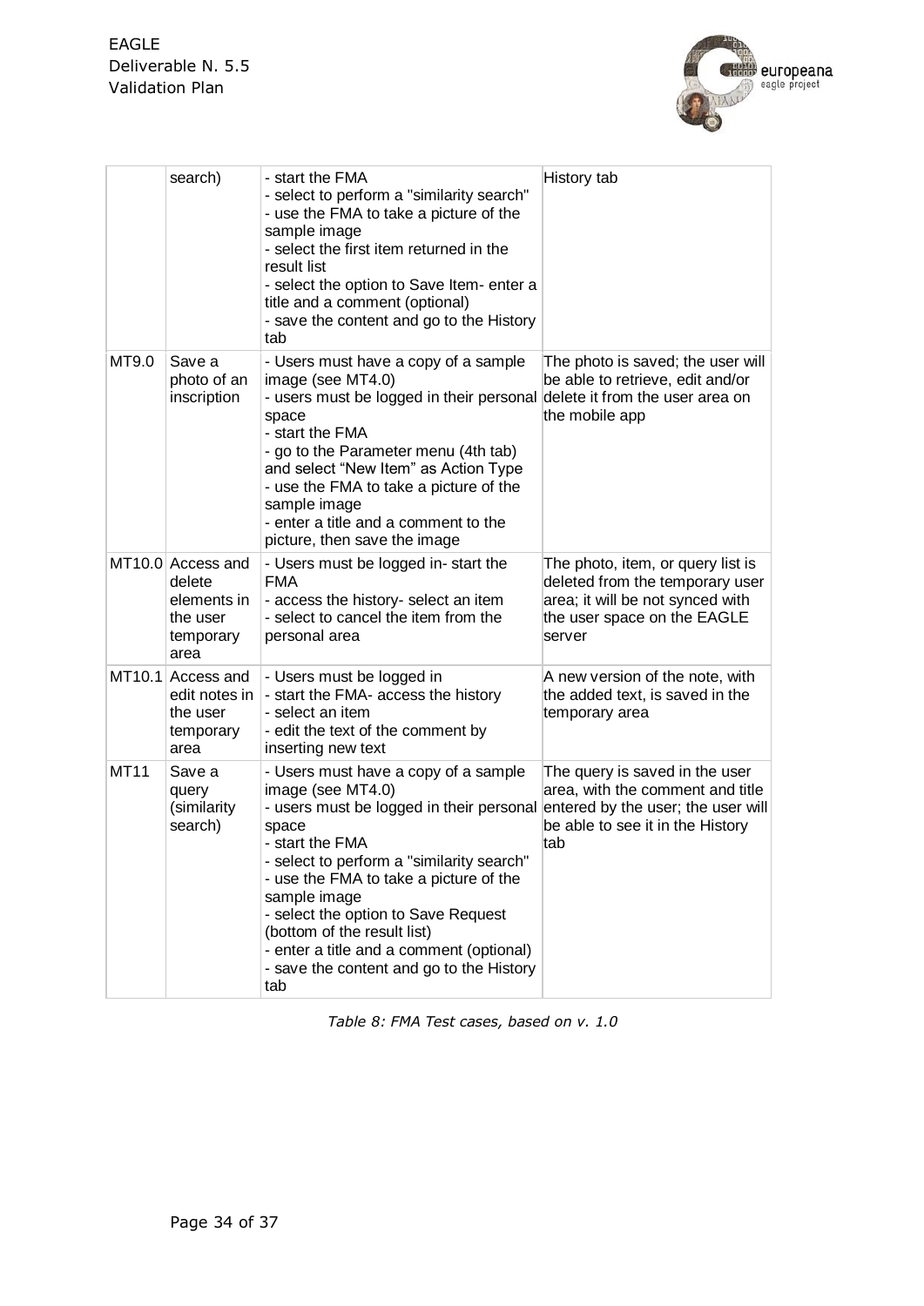|  | search) | - start the FMA<br>- select to perform a "similarity search"<br>- use the FMA to take a picture of the sample image<br>- select the first item returned in the result list<br>- select the option to Save Item- enter a title and a comment (optional)<br>- save the content and go to the History tab | History tab |
|---|---|---|---|
| MT9.0 | Save a photo of an inscription | - Users must have a copy of a sample image (see MT4.0)<br>- users must be logged in their personal space<br>- start the FMA<br>- go to the Parameter menu (4th tab) and select "New Item" as Action Type<br>- use the FMA to take a picture of the sample image<br>- enter a title and a comment to the picture, then save the image | The photo is saved; the user will be able to retrieve, edit and/or delete it from the user area on the mobile app |
| MT10.0 | Access and delete elements in the user temporary area | - Users must be logged in- start the FMA<br>- access the history- select an item<br>- select to cancel the item from the personal area | The photo, item, or query list is deleted from the temporary user area; it will be not synced with the user space on the EAGLE server |
| MT10.1 | Access and edit notes in the user temporary area | - Users must be logged in<br>- start the FMA- access the history<br>- select an item<br>- edit the text of the comment by inserting new text | A new version of the note, with the added text, is saved in the temporary area |
| MT11 | Save a query (similarity search) | - Users must have a copy of a sample image (see MT4.0)<br>- users must be logged in their personal space<br>- start the FMA<br>- select to perform a "similarity search"<br>- use the FMA to take a picture of the sample image<br>- select the option to Save Request (bottom of the result list)<br>- enter a title and a comment (optional)<br>- save the content and go to the History tab | The query is saved in the user area, with the comment and title entered by the user; the user will be able to see it in the History tab |

*Table 8: FMA Test cases, based on v. 1.0*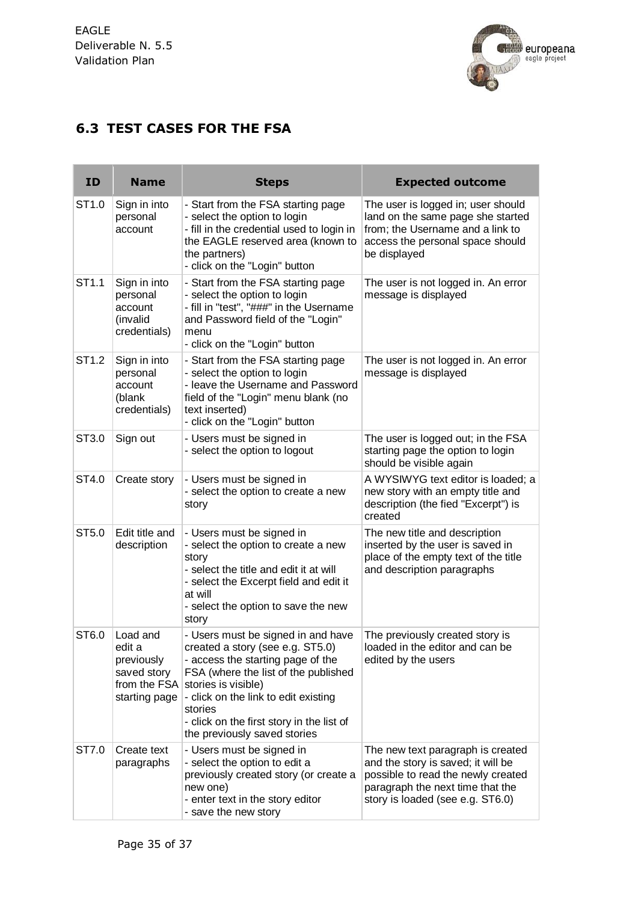## 6.3 TEST CASES FOR THE FSA

| ID | Name | Steps | Expected outcome |
|---|---|---|---|
| ST1.0 | Sign in into personal account | - Start from the FSA starting page<br>- select the option to login<br>- fill in the credential used to login in the EAGLE reserved area (known to the partners)<br>- click on the "Login" button | The user is logged in; user should land on the same page she started from; the Username and a link to access the personal space should be displayed |
| ST1.1 | Sign in into personal account (invalid credentials) | - Start from the FSA starting page<br>- select the option to login<br>- fill in "test", "###" in the Username and Password field of the "Login" menu<br>- click on the "Login" button | The user is not logged in. An error message is displayed |
| ST1.2 | Sign in into personal account (blank credentials) | - Start from the FSA starting page<br>- select the option to login<br>- leave the Username and Password field of the "Login" menu blank (no text inserted)<br>- click on the "Login" button | The user is not logged in. An error message is displayed |
| ST3.0 | Sign out | - Users must be signed in<br>- select the option to logout | The user is logged out; in the FSA starting page the option to login should be visible again |
| ST4.0 | Create story | - Users must be signed in<br>- select the option to create a new story | A WYSIWYG text editor is loaded; a new story with an empty title and description (the fied "Excerpt") is created |
| ST5.0 | Edit title and description | - Users must be signed in<br>- select the option to create a new story<br>- select the title and edit it at will<br>- select the Excerpt field and edit it at will<br>- select the option to save the new story | The new title and description inserted by the user is saved in place of the empty text of the title and description paragraphs |
| ST6.0 | Load and edit a previously saved story from the FSA starting page | - Users must be signed in and have created a story (see e.g. ST5.0)<br>- access the starting page of the FSA (where the list of the published stories is visible)<br>- click on the link to edit existing stories<br>- click on the first story in the list of the previously saved stories | The previously created story is loaded in the editor and can be edited by the users |
| ST7.0 | Create text paragraphs | - Users must be signed in<br>- select the option to edit a previously created story (or create a new one)<br>- enter text in the story editor<br>- save the new story | The new text paragraph is created and the story is saved; it will be possible to read the newly created paragraph the next time that the story is loaded (see e.g. ST6.0) |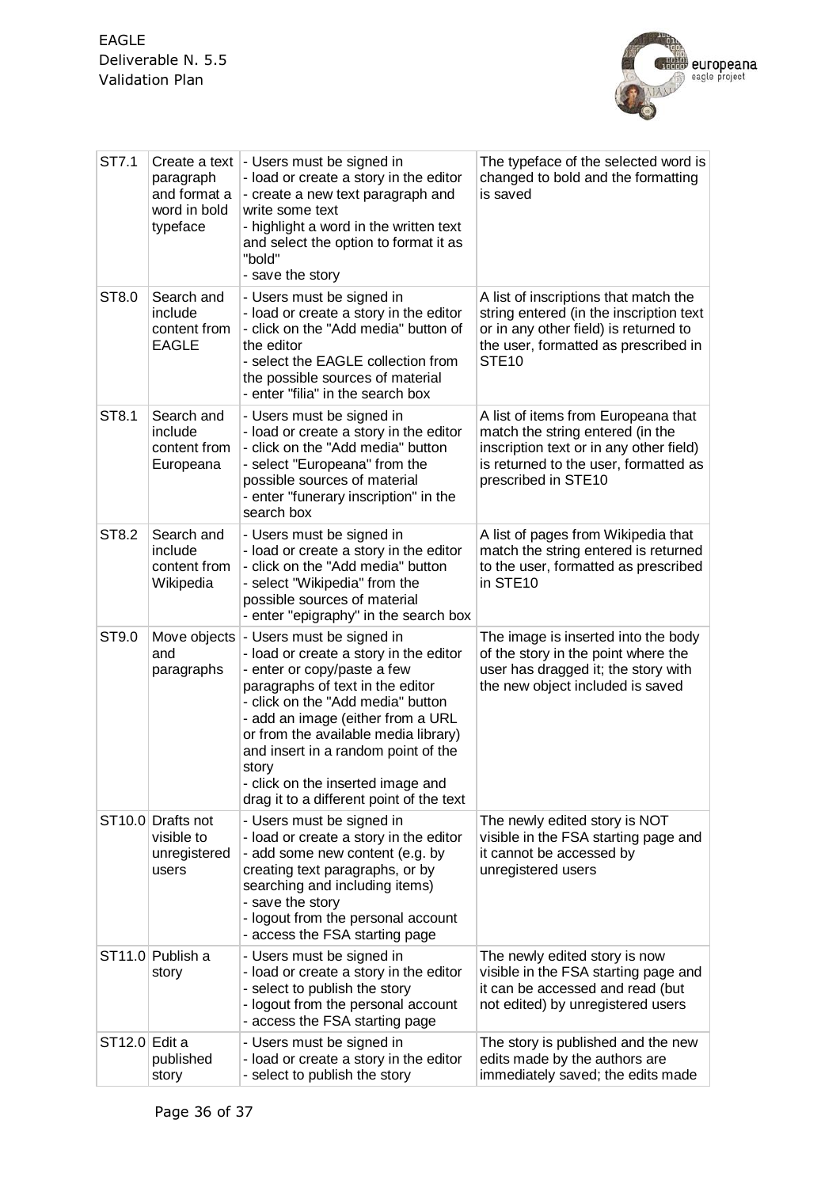| | | | |
|---|---|---|---|
| ST7.1 | Create a text paragraph and format a word in bold typeface | - Users must be signed in<br>- load or create a story in the editor<br>- create a new text paragraph and write some text<br>- highlight a word in the written text and select the option to format it as "bold"<br>- save the story | The typeface of the selected word is changed to bold and the formatting is saved |
| ST8.0 | Search and include content from EAGLE | - Users must be signed in<br>- load or create a story in the editor<br>- click on the "Add media" button of the editor<br>- select the EAGLE collection from the possible sources of material<br>- enter "filia" in the search box | A list of inscriptions that match the string entered (in the inscription text or in any other field) is returned to the user, formatted as prescribed in STE10 |
| ST8.1 | Search and include content from Europeana | - Users must be signed in<br>- load or create a story in the editor<br>- click on the "Add media" button<br>- select "Europeana" from the possible sources of material<br>- enter "funerary inscription" in the search box | A list of items from Europeana that match the string entered (in the inscription text or in any other field) is returned to the user, formatted as prescribed in STE10 |
| ST8.2 | Search and include content from Wikipedia | - Users must be signed in<br>- load or create a story in the editor<br>- click on the "Add media" button<br>- select "Wikipedia" from the possible sources of material<br>- enter "epigraphy" in the search box | A list of pages from Wikipedia that match the string entered is returned to the user, formatted as prescribed in STE10 |
| ST9.0 | Move objects and paragraphs | - Users must be signed in<br>- load or create a story in the editor<br>- enter or copy/paste a few paragraphs of text in the editor<br>- click on the "Add media" button<br>- add an image (either from a URL or from the available media library) and insert in a random point of the story<br>- click on the inserted image and drag it to a different point of the text | The image is inserted into the body of the story in the point where the user has dragged it; the story with the new object included is saved |
| ST10.0 | Drafts not visible to unregistered users | - Users must be signed in<br>- load or create a story in the editor<br>- add some new content (e.g. by creating text paragraphs, or by searching and including items)<br>- save the story<br>- logout from the personal account<br>- access the FSA starting page | The newly edited story is NOT visible in the FSA starting page and it cannot be accessed by unregistered users |
| ST11.0 | Publish a story | - Users must be signed in<br>- load or create a story in the editor<br>- select to publish the story<br>- logout from the personal account<br>- access the FSA starting page | The newly edited story is now visible in the FSA starting page and it can be accessed and read (but not edited) by unregistered users |
| ST12.0 | Edit a published story | - Users must be signed in<br>- load or create a story in the editor<br>- select to publish the story | The story is published and the new edits made by the authors are immediately saved; the edits made |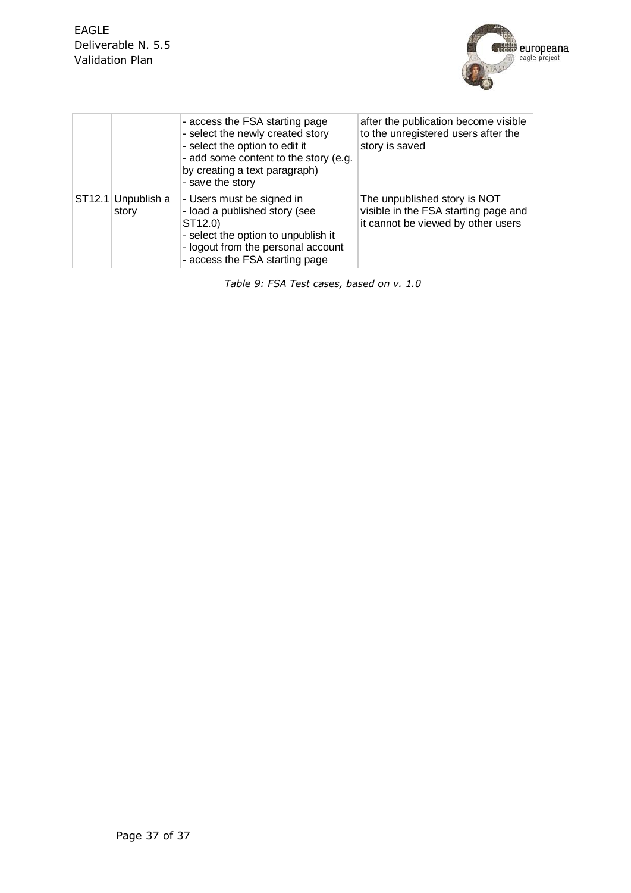| | | | |
|---|---|---|---|
| | | - access the FSA starting page<br>- select the newly created story<br>- select the option to edit it<br>- add some content to the story (e.g. by creating a text paragraph)<br>- save the story | after the publication become visible to the unregistered users after the story is saved |
| ST12.1 | Unpublish a story | - Users must be signed in<br>- load a published story (see ST12.0)<br>- select the option to unpublish it<br>- logout from the personal account<br>- access the FSA starting page | The unpublished story is NOT visible in the FSA starting page and it cannot be viewed by other users |

*Table 9: FSA Test cases, based on v. 1.0*